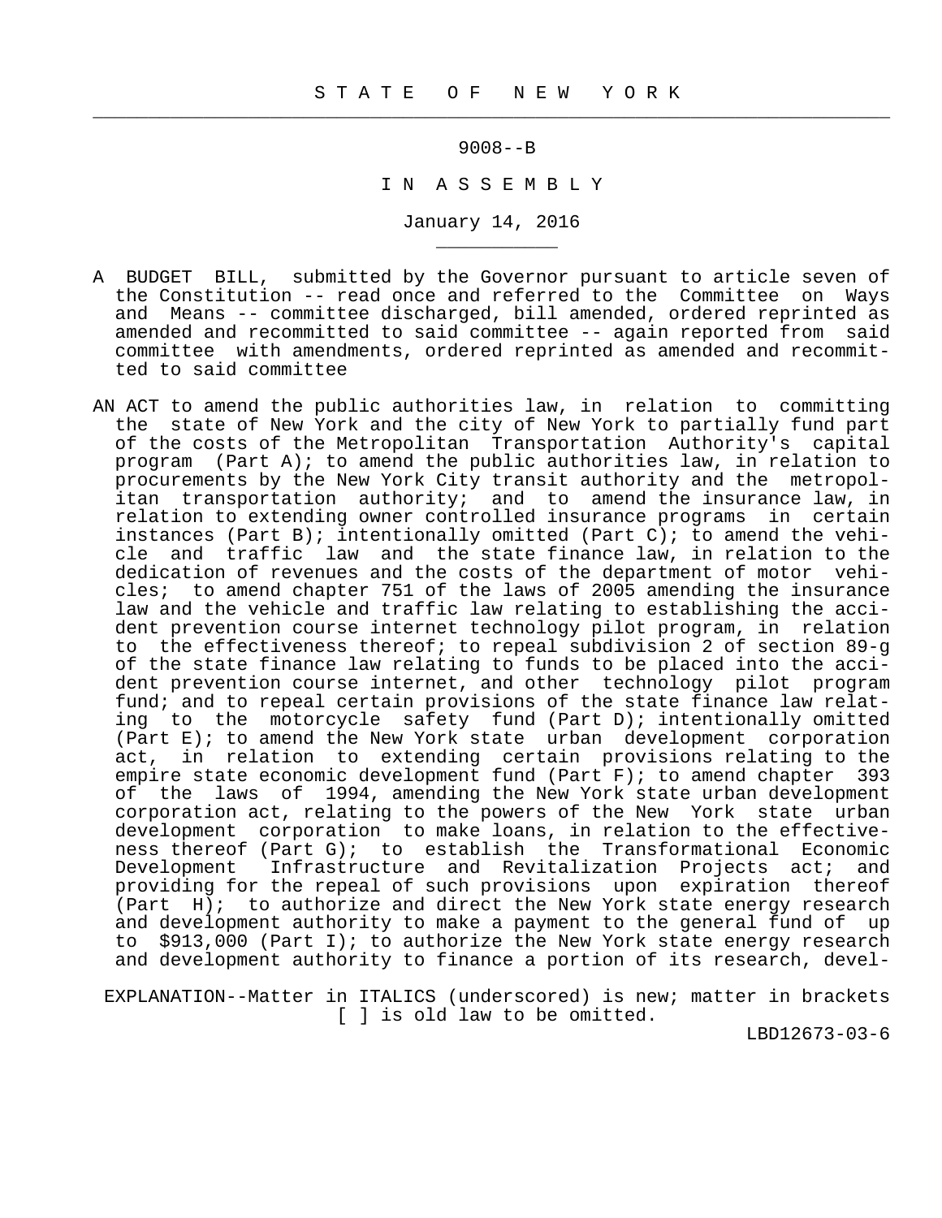# S T A T E O F N E W Y O R K

9008--B

I N A S S E M B L Y

January 14, 2016

A BUDGET BILL, submitted by the Governor pursuant to article seven of the Constitution -- read once and referred to the Committee on Ways and Means -- committee discharged, bill amended, ordered reprinted as amended and recommitted to said committee -- again reported from said committee with amendments, ordered reprinted as amended and recommitted to said committee

AN ACT to amend the public authorities law, in relation to committing the state of New York and the city of New York to partially fund part of the costs of the Metropolitan Transportation Authority's capital program (Part A); to amend the public authorities law, in relation to procurements by the New York City transit authority and the metropolitan transportation authority; and to amend the insurance law, in relation to extending owner controlled insurance programs in certain instances (Part B); intentionally omitted (Part C); to amend the vehicle and traffic law and the state finance law, in relation to the dedication of revenues and the costs of the department of motor vehicles; to amend chapter 751 of the laws of 2005 amending the insurance law and the vehicle and traffic law relating to establishing the accident prevention course internet technology pilot program, in relation to the effectiveness thereof; to repeal subdivision 2 of section 89-g of the state finance law relating to funds to be placed into the accident prevention course internet, and other technology pilot program fund; and to repeal certain provisions of the state finance law relating to the motorcycle safety fund (Part D); intentionally omitted (Part E); to amend the New York state urban development corporation act, in relation to extending certain provisions relating to the empire state economic development fund (Part F); to amend chapter 393 of the laws of 1994, amending the New York state urban development corporation act, relating to the powers of the New York state urban development corporation to make loans, in relation to the effectiveness thereof (Part G); to establish the Transformational Economic Development Infrastructure and Revitalization Projects act; and providing for the repeal of such provisions upon expiration thereof (Part H); to authorize and direct the New York state energy research and development authority to make a payment to the general fund of up to $913,000 (Part I); to authorize the New York state energy research and development authority to finance a portion of its research, devel-

EXPLANATION--Matter in ITALICS (underscored) is new; matter in brackets [ ] is old law to be omitted.

LBD12673-03-6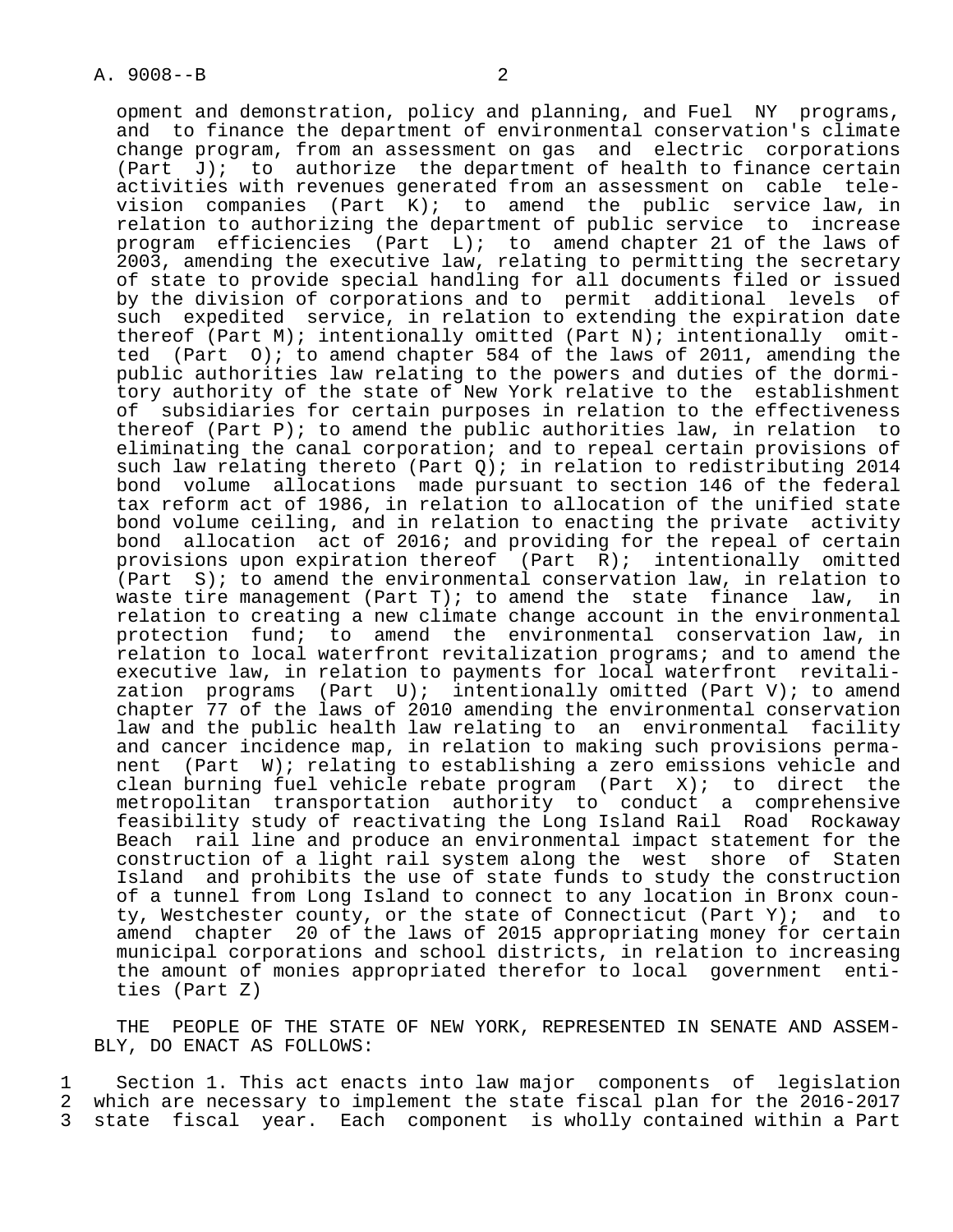opment and demonstration, policy and planning, and Fuel NY programs, and to finance the department of environmental conservation's climate change program, from an assessment on gas and electric corporations (Part J); to authorize the department of health to finance certain activities with revenues generated from an assessment on cable television companies (Part K); to amend the public service law, in relation to authorizing the department of public service to increase program efficiencies (Part L); to amend chapter 21 of the laws of 2003, amending the executive law, relating to permitting the secretary of state to provide special handling for all documents filed or issued by the division of corporations and to permit additional levels of such expedited service, in relation to extending the expiration date thereof (Part M); intentionally omitted (Part N); intentionally omitted (Part O); to amend chapter 584 of the laws of 2011, amending the public authorities law relating to the powers and duties of the dormitory authority of the state of New York relative to the establishment of subsidiaries for certain purposes in relation to the effectiveness thereof (Part P); to amend the public authorities law, in relation to eliminating the canal corporation; and to repeal certain provisions of such law relating thereto (Part Q); in relation to redistributing 2014 bond volume allocations made pursuant to section 146 of the federal tax reform act of 1986, in relation to allocation of the unified state bond volume ceiling, and in relation to enacting the private activity bond allocation act of 2016; and providing for the repeal of certain provisions upon expiration thereof (Part R); intentionally omitted (Part S); to amend the environmental conservation law, in relation to waste tire management (Part T); to amend the state finance law, in relation to creating a new climate change account in the environmental protection fund; to amend the environmental conservation law, in relation to local waterfront revitalization programs; and to amend the executive law, in relation to payments for local waterfront revitalization programs (Part U); intentionally omitted (Part V); to amend chapter 77 of the laws of 2010 amending the environmental conservation law and the public health law relating to an environmental facility and cancer incidence map, in relation to making such provisions permanent (Part W); relating to establishing a zero emissions vehicle and clean burning fuel vehicle rebate program (Part X); to direct the metropolitan transportation authority to conduct a comprehensive feasibility study of reactivating the Long Island Rail Road Rockaway Beach rail line and produce an environmental impact statement for the construction of a light rail system along the west shore of Staten Island and prohibits the use of state funds to study the construction of a tunnel from Long Island to connect to any location in Bronx county, Westchester county, or the state of Connecticut (Part Y); and to amend chapter 20 of the laws of 2015 appropriating money for certain municipal corporations and school districts, in relation to increasing the amount of monies appropriated therefor to local government entities (Part Z)

THE PEOPLE OF THE STATE OF NEW YORK, REPRESENTED IN SENATE AND ASSEMBLY, DO ENACT AS FOLLOWS:

1 Section 1. This act enacts into law major components of legislation
2 which are necessary to implement the state fiscal plan for the 2016-2017
3 state fiscal year. Each component is wholly contained within a Part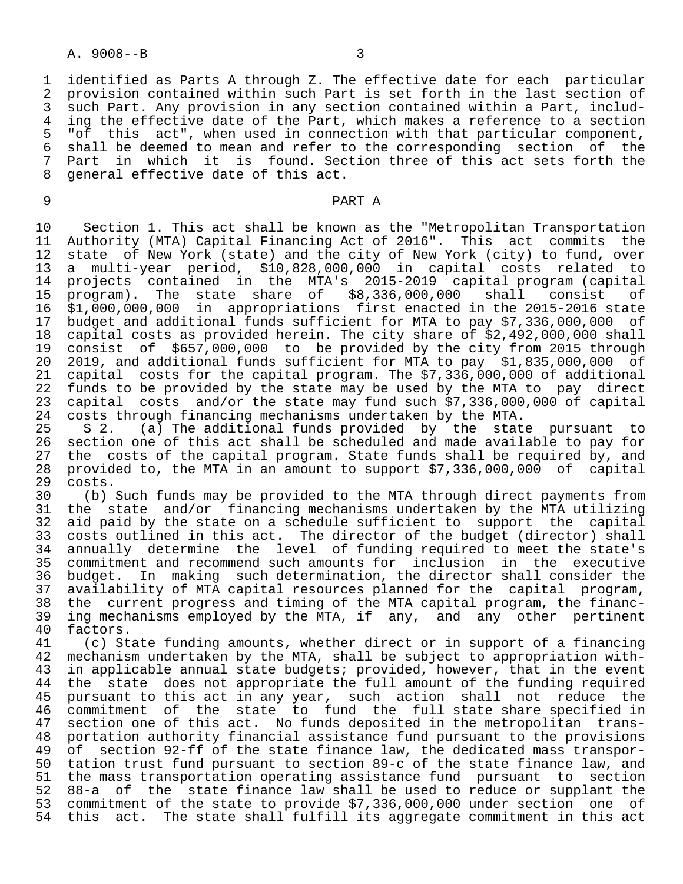identified as Parts A through Z. The effective date for each particular provision contained within such Part is set forth in the last section of such Part. Any provision in any section contained within a Part, including the effective date of the Part, which makes a reference to a section "of this act", when used in connection with that particular component, shall be deemed to mean and refer to the corresponding section of the Part in which it is found. Section three of this act sets forth the general effective date of this act.

## PART A

Section 1. This act shall be known as the "Metropolitan Transportation Authority (MTA) Capital Financing Act of 2016". This act commits the state of New York (state) and the city of New York (city) to fund, over a multi-year period, $10,828,000,000 in capital costs related to projects contained in the MTA's 2015-2019 capital program (capital program). The state share of $8,336,000,000 shall consist of $1,000,000,000 in appropriations first enacted in the 2015-2016 state budget and additional funds sufficient for MTA to pay $7,336,000,000 of capital costs as provided herein. The city share of $2,492,000,000 shall consist of $657,000,000 to be provided by the city from 2015 through 2019, and additional funds sufficient for MTA to pay $1,835,000,000 of capital costs for the capital program. The $7,336,000,000 of additional funds to be provided by the state may be used by the MTA to pay direct capital costs and/or the state may fund such $7,336,000,000 of capital costs through financing mechanisms undertaken by the MTA.

S 2. (a) The additional funds provided by the state pursuant to section one of this act shall be scheduled and made available to pay for the costs of the capital program. State funds shall be required by, and provided to, the MTA in an amount to support $7,336,000,000 of capital costs.

(b) Such funds may be provided to the MTA through direct payments from the state and/or financing mechanisms undertaken by the MTA utilizing aid paid by the state on a schedule sufficient to support the capital costs outlined in this act. The director of the budget (director) shall annually determine the level of funding required to meet the state's commitment and recommend such amounts for inclusion in the executive budget. In making such determination, the director shall consider the availability of MTA capital resources planned for the capital program, the current progress and timing of the MTA capital program, the financing mechanisms employed by the MTA, if any, and any other pertinent factors.

(c) State funding amounts, whether direct or in support of a financing mechanism undertaken by the MTA, shall be subject to appropriation within applicable annual state budgets; provided, however, that in the event the state does not appropriate the full amount of the funding required pursuant to this act in any year, such action shall not reduce the commitment of the state to fund the full state share specified in section one of this act. No funds deposited in the metropolitan transportation authority financial assistance fund pursuant to the provisions of section 92-ff of the state finance law, the dedicated mass transportation trust fund pursuant to section 89-c of the state finance law, and the mass transportation operating assistance fund pursuant to section 88-a of the state finance law shall be used to reduce or supplant the commitment of the state to provide $7,336,000,000 under section one of this act. The state shall fulfill its aggregate commitment in this act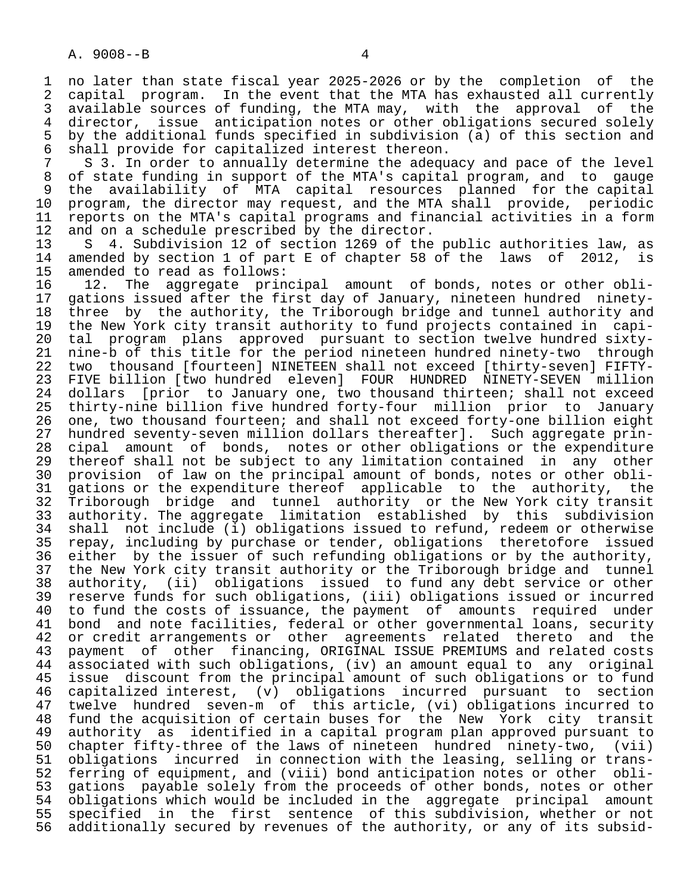no later than state fiscal year 2025-2026 or by the completion of the capital program. In the event that the MTA has exhausted all currently available sources of funding, the MTA may, with the approval of the director, issue anticipation notes or other obligations secured solely by the additional funds specified in subdivision (a) of this section and shall provide for capitalized interest thereon.

S 3. In order to annually determine the adequacy and pace of the level of state funding in support of the MTA's capital program, and to gauge the availability of MTA capital resources planned for the capital program, the director may request, and the MTA shall provide, periodic reports on the MTA's capital programs and financial activities in a form and on a schedule prescribed by the director.

S 4. Subdivision 12 of section 1269 of the public authorities law, as amended by section 1 of part E of chapter 58 of the laws of 2012, is amended to read as follows:

12. The aggregate principal amount of bonds, notes or other obligations issued after the first day of January, nineteen hundred ninety-three by the authority, the Triborough bridge and tunnel authority and the New York city transit authority to fund projects contained in capital program plans approved pursuant to section twelve hundred sixty-nine-b of this title for the period nineteen hundred ninety-two through two thousand [fourteen] NINETEEN shall not exceed [thirty-seven] FIFTY-FIVE billion [two hundred eleven] FOUR HUNDRED NINETY-SEVEN million dollars [prior to January one, two thousand thirteen; shall not exceed thirty-nine billion five hundred forty-four million prior to January one, two thousand fourteen; and shall not exceed forty-one billion eight hundred seventy-seven million dollars thereafter]. Such aggregate principal amount of bonds, notes or other obligations or the expenditure thereof shall not be subject to any limitation contained in any other provision of law on the principal amount of bonds, notes or other obligations or the expenditure thereof applicable to the authority, the Triborough bridge and tunnel authority or the New York city transit authority. The aggregate limitation established by this subdivision shall not include (i) obligations issued to refund, redeem or otherwise repay, including by purchase or tender, obligations theretofore issued either by the issuer of such refunding obligations or by the authority, the New York city transit authority or the Triborough bridge and tunnel authority, (ii) obligations issued to fund any debt service or other reserve funds for such obligations, (iii) obligations issued or incurred to fund the costs of issuance, the payment of amounts required under bond and note facilities, federal or other governmental loans, security or credit arrangements or other agreements related thereto and the payment of other financing, ORIGINAL ISSUE PREMIUMS and related costs associated with such obligations, (iv) an amount equal to any original issue discount from the principal amount of such obligations or to fund capitalized interest, (v) obligations incurred pursuant to section twelve hundred seven-m of this article, (vi) obligations incurred to fund the acquisition of certain buses for the New York city transit authority as identified in a capital program plan approved pursuant to chapter fifty-three of the laws of nineteen hundred ninety-two, (vii) obligations incurred in connection with the leasing, selling or transferring of equipment, and (viii) bond anticipation notes or other obligations payable solely from the proceeds of other bonds, notes or other obligations which would be included in the aggregate principal amount specified in the first sentence of this subdivision, whether or not additionally secured by revenues of the authority, or any of its subsid-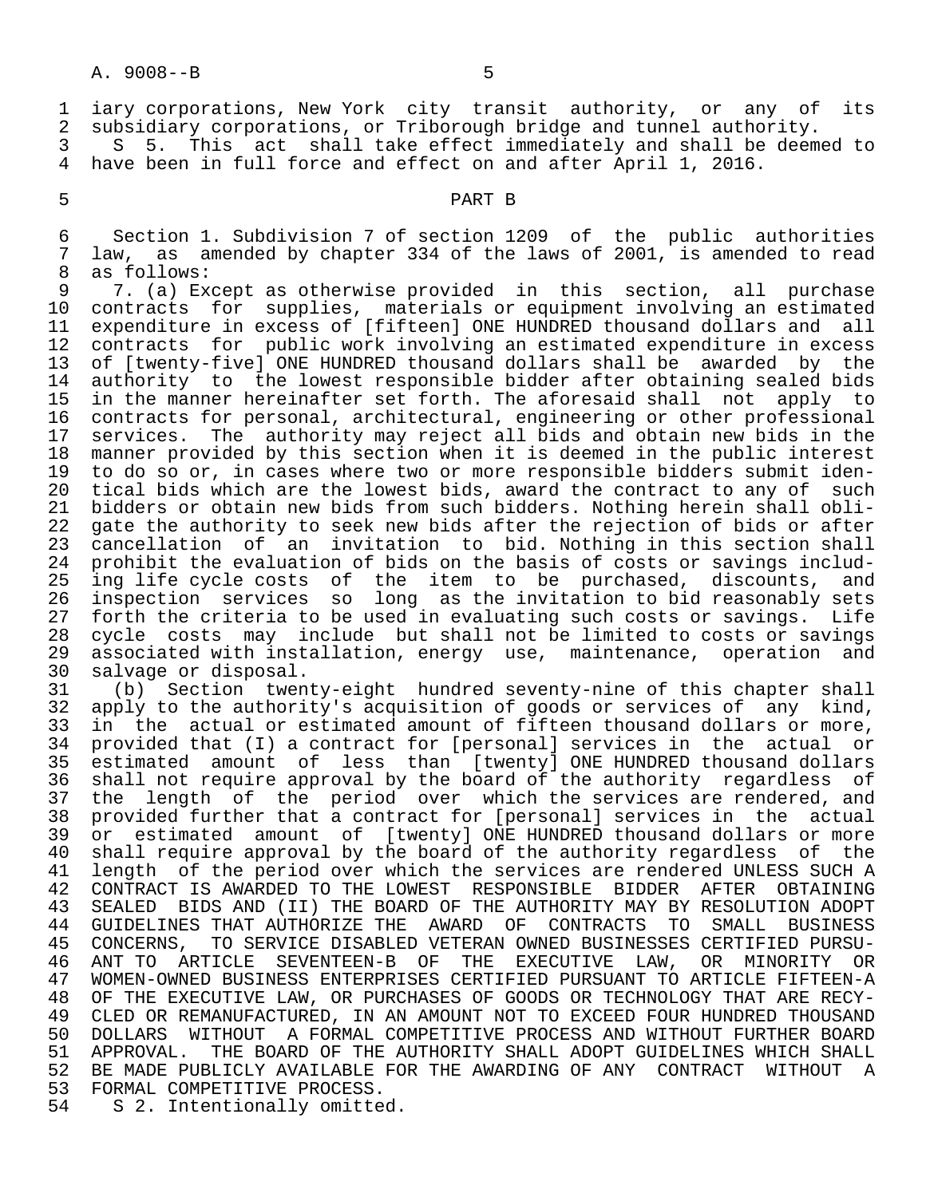iary corporations, New York city transit authority, or any of its subsidiary corporations, or Triborough bridge and tunnel authority.

S 5. This act shall take effect immediately and shall be deemed to have been in full force and effect on and after April 1, 2016.

PART B

Section 1. Subdivision 7 of section 1209 of the public authorities law, as amended by chapter 334 of the laws of 2001, is amended to read as follows:

7. (a) Except as otherwise provided in this section, all purchase contracts for supplies, materials or equipment involving an estimated expenditure in excess of [fifteen] ONE HUNDRED thousand dollars and all contracts for public work involving an estimated expenditure in excess of [twenty-five] ONE HUNDRED thousand dollars shall be awarded by the authority to the lowest responsible bidder after obtaining sealed bids in the manner hereinafter set forth. The aforesaid shall not apply to contracts for personal, architectural, engineering or other professional services. The authority may reject all bids and obtain new bids in the manner provided by this section when it is deemed in the public interest to do so or, in cases where two or more responsible bidders submit identical bids which are the lowest bids, award the contract to any of such bidders or obtain new bids from such bidders. Nothing herein shall obligate the authority to seek new bids after the rejection of bids or after cancellation of an invitation to bid. Nothing in this section shall prohibit the evaluation of bids on the basis of costs or savings including life cycle costs of the item to be purchased, discounts, and inspection services so long as the invitation to bid reasonably sets forth the criteria to be used in evaluating such costs or savings. Life cycle costs may include but shall not be limited to costs or savings associated with installation, energy use, maintenance, operation and salvage or disposal.

(b) Section twenty-eight hundred seventy-nine of this chapter shall apply to the authority's acquisition of goods or services of any kind, in the actual or estimated amount of fifteen thousand dollars or more, provided that (I) a contract for [personal] services in the actual or estimated amount of less than [twenty] ONE HUNDRED thousand dollars shall not require approval by the board of the authority regardless of the length of the period over which the services are rendered, and provided further that a contract for [personal] services in the actual or estimated amount of [twenty] ONE HUNDRED thousand dollars or more shall require approval by the board of the authority regardless of the length of the period over which the services are rendered UNLESS SUCH A CONTRACT IS AWARDED TO THE LOWEST RESPONSIBLE BIDDER AFTER OBTAINING SEALED BIDS AND (II) THE BOARD OF THE AUTHORITY MAY BY RESOLUTION ADOPT GUIDELINES THAT AUTHORIZE THE AWARD OF CONTRACTS TO SMALL BUSINESS CONCERNS, TO SERVICE DISABLED VETERAN OWNED BUSINESSES CERTIFIED PURSUANT TO ARTICLE SEVENTEEN-B OF THE EXECUTIVE LAW, OR MINORITY OR WOMEN-OWNED BUSINESS ENTERPRISES CERTIFIED PURSUANT TO ARTICLE FIFTEEN-A OF THE EXECUTIVE LAW, OR PURCHASES OF GOODS OR TECHNOLOGY THAT ARE RECYCLED OR REMANUFACTURED, IN AN AMOUNT NOT TO EXCEED FOUR HUNDRED THOUSAND DOLLARS WITHOUT A FORMAL COMPETITIVE PROCESS AND WITHOUT FURTHER BOARD APPROVAL. THE BOARD OF THE AUTHORITY SHALL ADOPT GUIDELINES WHICH SHALL BE MADE PUBLICLY AVAILABLE FOR THE AWARDING OF ANY CONTRACT WITHOUT A FORMAL COMPETITIVE PROCESS.

S 2. Intentionally omitted.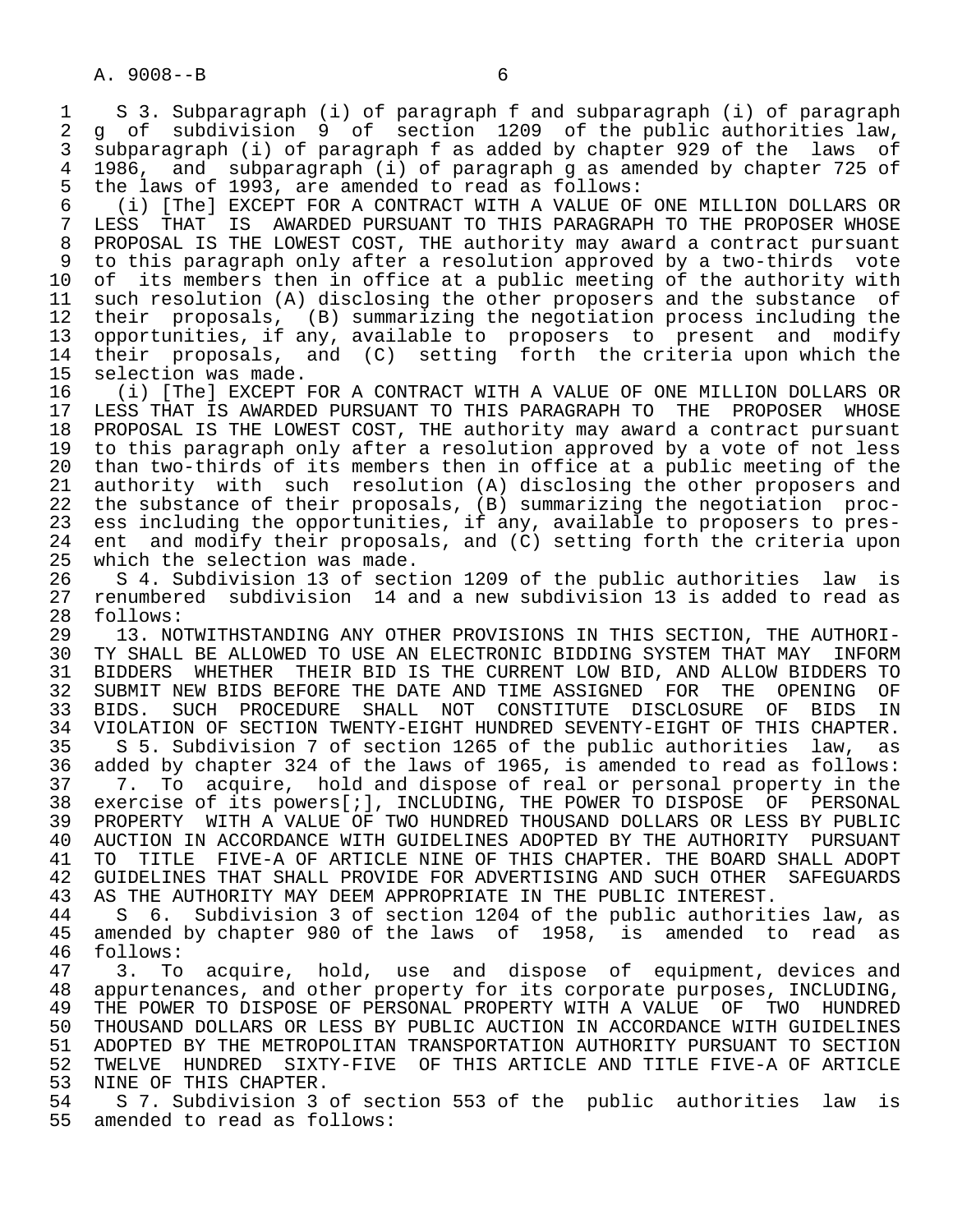S 3. Subparagraph (i) of paragraph f and subparagraph (i) of paragraph g of subdivision 9 of section 1209 of the public authorities law, subparagraph (i) of paragraph f as added by chapter 929 of the laws of 1986, and subparagraph (i) of paragraph g as amended by chapter 725 of the laws of 1993, are amended to read as follows:

(i) [The] EXCEPT FOR A CONTRACT WITH A VALUE OF ONE MILLION DOLLARS OR LESS THAT IS AWARDED PURSUANT TO THIS PARAGRAPH TO THE PROPOSER WHOSE PROPOSAL IS THE LOWEST COST, THE authority may award a contract pursuant to this paragraph only after a resolution approved by a two-thirds vote of its members then in office at a public meeting of the authority with such resolution (A) disclosing the other proposers and the substance of their proposals, (B) summarizing the negotiation process including the opportunities, if any, available to proposers to present and modify their proposals, and (C) setting forth the criteria upon which the selection was made.

(i) [The] EXCEPT FOR A CONTRACT WITH A VALUE OF ONE MILLION DOLLARS OR LESS THAT IS AWARDED PURSUANT TO THIS PARAGRAPH TO THE PROPOSER WHOSE PROPOSAL IS THE LOWEST COST, THE authority may award a contract pursuant to this paragraph only after a resolution approved by a vote of not less than two-thirds of its members then in office at a public meeting of the authority with such resolution (A) disclosing the other proposers and the substance of their proposals, (B) summarizing the negotiation process including the opportunities, if any, available to proposers to present and modify their proposals, and (C) setting forth the criteria upon which the selection was made.

S 4. Subdivision 13 of section 1209 of the public authorities law is renumbered subdivision 14 and a new subdivision 13 is added to read as follows:

13. NOTWITHSTANDING ANY OTHER PROVISIONS IN THIS SECTION, THE AUTHORITY SHALL BE ALLOWED TO USE AN ELECTRONIC BIDDING SYSTEM THAT MAY INFORM BIDDERS WHETHER THEIR BID IS THE CURRENT LOW BID, AND ALLOW BIDDERS TO SUBMIT NEW BIDS BEFORE THE DATE AND TIME ASSIGNED FOR THE OPENING OF BIDS. SUCH PROCEDURE SHALL NOT CONSTITUTE DISCLOSURE OF BIDS IN VIOLATION OF SECTION TWENTY-EIGHT HUNDRED SEVENTY-EIGHT OF THIS CHAPTER.

S 5. Subdivision 7 of section 1265 of the public authorities law, as added by chapter 324 of the laws of 1965, is amended to read as follows:

7. To acquire, hold and dispose of real or personal property in the exercise of its powers[;], INCLUDING, THE POWER TO DISPOSE OF PERSONAL PROPERTY WITH A VALUE OF TWO HUNDRED THOUSAND DOLLARS OR LESS BY PUBLIC AUCTION IN ACCORDANCE WITH GUIDELINES ADOPTED BY THE AUTHORITY PURSUANT TO TITLE FIVE-A OF ARTICLE NINE OF THIS CHAPTER. THE BOARD SHALL ADOPT GUIDELINES THAT SHALL PROVIDE FOR ADVERTISING AND SUCH OTHER SAFEGUARDS AS THE AUTHORITY MAY DEEM APPROPRIATE IN THE PUBLIC INTEREST.

S 6. Subdivision 3 of section 1204 of the public authorities law, as amended by chapter 980 of the laws of 1958, is amended to read as follows:

3. To acquire, hold, use and dispose of equipment, devices and appurtenances, and other property for its corporate purposes, INCLUDING, THE POWER TO DISPOSE OF PERSONAL PROPERTY WITH A VALUE OF TWO HUNDRED THOUSAND DOLLARS OR LESS BY PUBLIC AUCTION IN ACCORDANCE WITH GUIDELINES ADOPTED BY THE METROPOLITAN TRANSPORTATION AUTHORITY PURSUANT TO SECTION TWELVE HUNDRED SIXTY-FIVE OF THIS ARTICLE AND TITLE FIVE-A OF ARTICLE NINE OF THIS CHAPTER.

S 7. Subdivision 3 of section 553 of the public authorities law is amended to read as follows: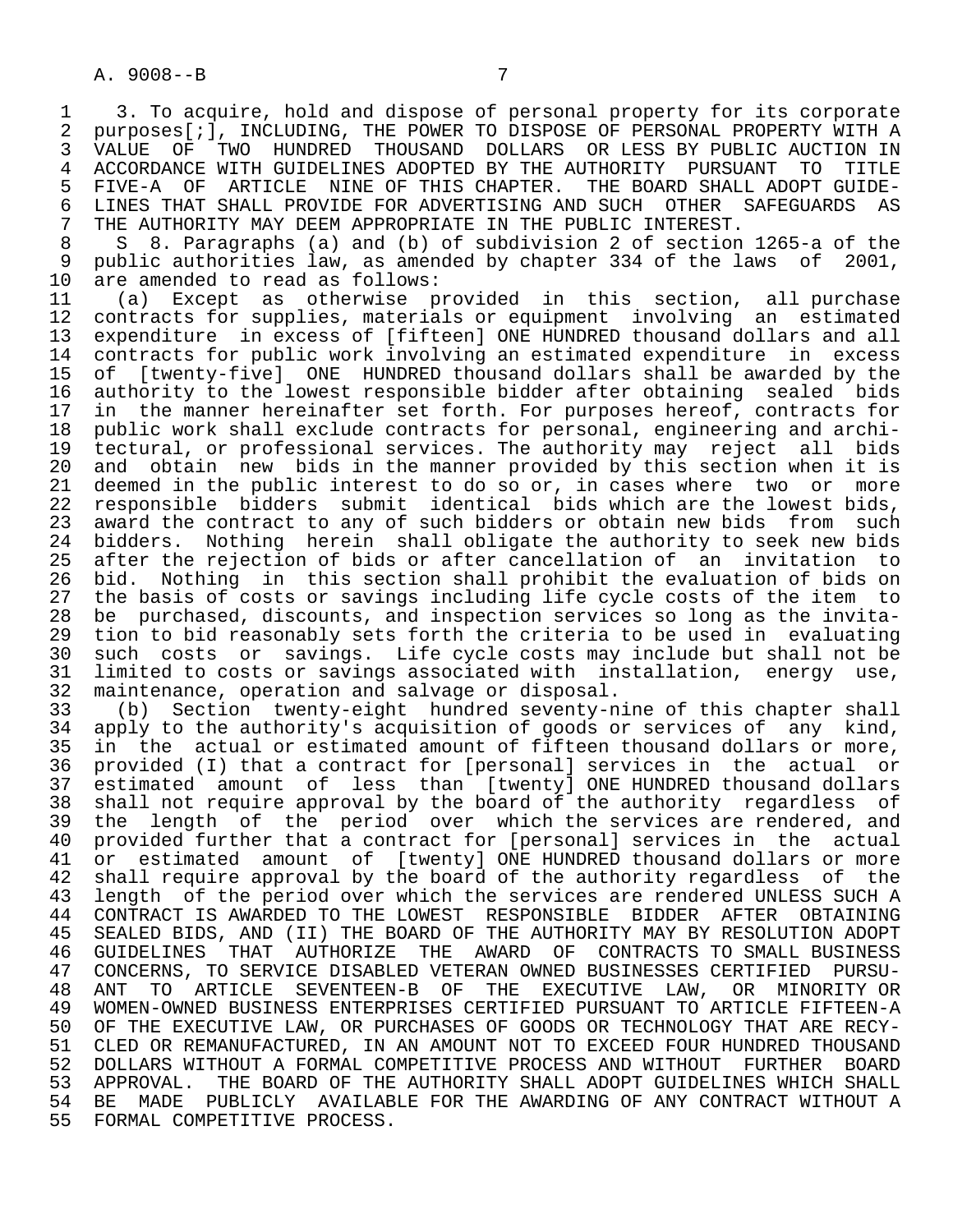3. To acquire, hold and dispose of personal property for its corporate purposes[;], INCLUDING, THE POWER TO DISPOSE OF PERSONAL PROPERTY WITH A VALUE OF TWO HUNDRED THOUSAND DOLLARS OR LESS BY PUBLIC AUCTION IN ACCORDANCE WITH GUIDELINES ADOPTED BY THE AUTHORITY PURSUANT TO TITLE FIVE-A OF ARTICLE NINE OF THIS CHAPTER. THE BOARD SHALL ADOPT GUIDELINES THAT SHALL PROVIDE FOR ADVERTISING AND SUCH OTHER SAFEGUARDS AS THE AUTHORITY MAY DEEM APPROPRIATE IN THE PUBLIC INTEREST.

S 8. Paragraphs (a) and (b) of subdivision 2 of section 1265-a of the public authorities law, as amended by chapter 334 of the laws of 2001, are amended to read as follows:

(a) Except as otherwise provided in this section, all purchase contracts for supplies, materials or equipment involving an estimated expenditure in excess of [fifteen] ONE HUNDRED thousand dollars and all contracts for public work involving an estimated expenditure in excess of [twenty-five] ONE HUNDRED thousand dollars shall be awarded by the authority to the lowest responsible bidder after obtaining sealed bids in the manner hereinafter set forth. For purposes hereof, contracts for public work shall exclude contracts for personal, engineering and architectural, or professional services. The authority may reject all bids and obtain new bids in the manner provided by this section when it is deemed in the public interest to do so or, in cases where two or more responsible bidders submit identical bids which are the lowest bids, award the contract to any of such bidders or obtain new bids from such bidders. Nothing herein shall obligate the authority to seek new bids after the rejection of bids or after cancellation of an invitation to bid. Nothing in this section shall prohibit the evaluation of bids on the basis of costs or savings including life cycle costs of the item to be purchased, discounts, and inspection services so long as the invitation to bid reasonably sets forth the criteria to be used in evaluating such costs or savings. Life cycle costs may include but shall not be limited to costs or savings associated with installation, energy use, maintenance, operation and salvage or disposal.

(b) Section twenty-eight hundred seventy-nine of this chapter shall apply to the authority's acquisition of goods or services of any kind, in the actual or estimated amount of fifteen thousand dollars or more, provided (I) that a contract for [personal] services in the actual or estimated amount of less than [twenty] ONE HUNDRED thousand dollars shall not require approval by the board of the authority regardless of the length of the period over which the services are rendered, and provided further that a contract for [personal] services in the actual or estimated amount of [twenty] ONE HUNDRED thousand dollars or more shall require approval by the board of the authority regardless of the length of the period over which the services are rendered UNLESS SUCH A CONTRACT IS AWARDED TO THE LOWEST RESPONSIBLE BIDDER AFTER OBTAINING SEALED BIDS, AND (II) THE BOARD OF THE AUTHORITY MAY BY RESOLUTION ADOPT GUIDELINES THAT AUTHORIZE THE AWARD OF CONTRACTS TO SMALL BUSINESS CONCERNS, TO SERVICE DISABLED VETERAN OWNED BUSINESSES CERTIFIED PURSUANT TO ARTICLE SEVENTEEN-B OF THE EXECUTIVE LAW, OR MINORITY OR WOMEN-OWNED BUSINESS ENTERPRISES CERTIFIED PURSUANT TO ARTICLE FIFTEEN-A OF THE EXECUTIVE LAW, OR PURCHASES OF GOODS OR TECHNOLOGY THAT ARE RECYCLED OR REMANUFACTURED, IN AN AMOUNT NOT TO EXCEED FOUR HUNDRED THOUSAND DOLLARS WITHOUT A FORMAL COMPETITIVE PROCESS AND WITHOUT FURTHER BOARD APPROVAL. THE BOARD OF THE AUTHORITY SHALL ADOPT GUIDELINES WHICH SHALL BE MADE PUBLICLY AVAILABLE FOR THE AWARDING OF ANY CONTRACT WITHOUT A FORMAL COMPETITIVE PROCESS.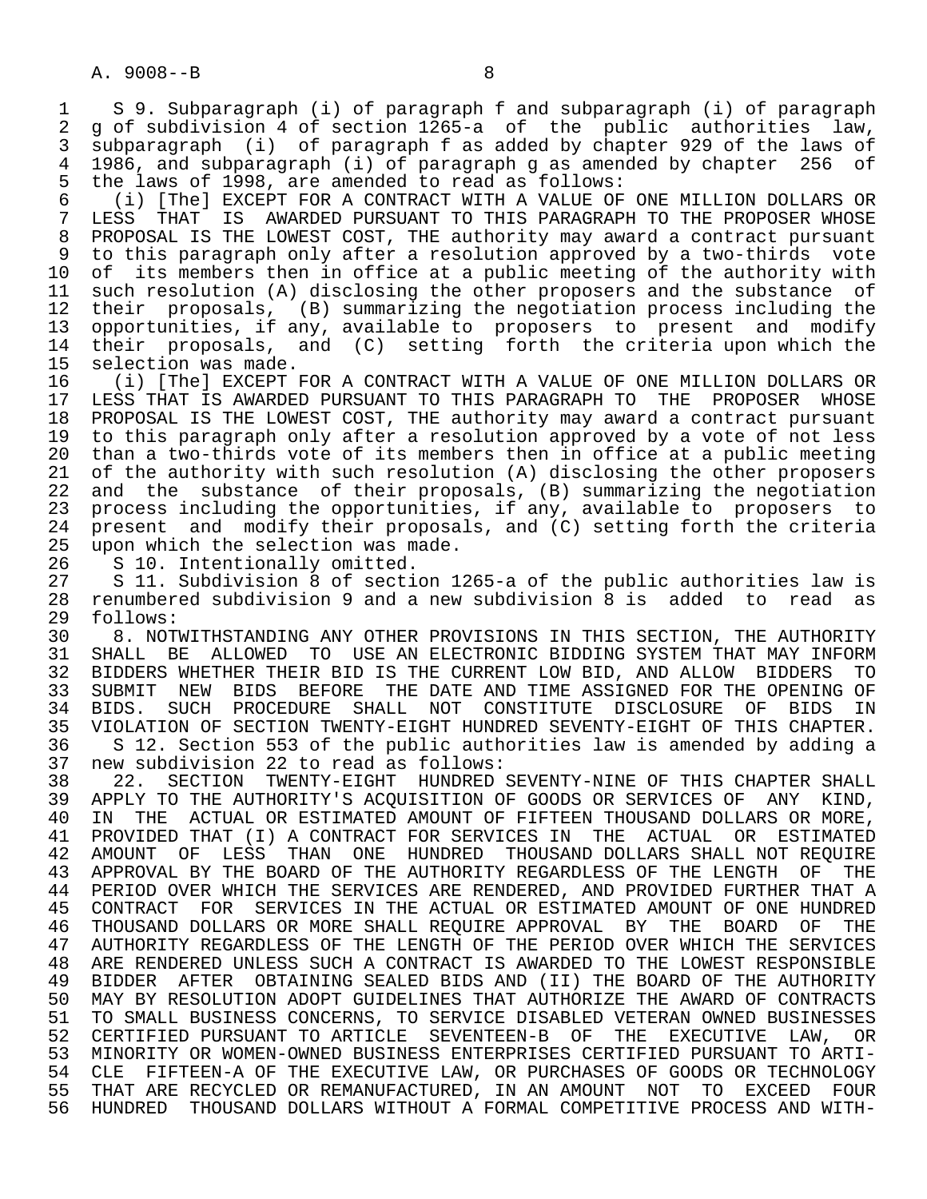S 9. Subparagraph (i) of paragraph f and subparagraph (i) of paragraph g of subdivision 4 of section 1265-a of the public authorities law, subparagraph (i) of paragraph f as added by chapter 929 of the laws of 1986, and subparagraph (i) of paragraph g as amended by chapter 256 of the laws of 1998, are amended to read as follows:

(i) [The] EXCEPT FOR A CONTRACT WITH A VALUE OF ONE MILLION DOLLARS OR LESS THAT IS AWARDED PURSUANT TO THIS PARAGRAPH TO THE PROPOSER WHOSE PROPOSAL IS THE LOWEST COST, THE authority may award a contract pursuant to this paragraph only after a resolution approved by a two-thirds vote of its members then in office at a public meeting of the authority with such resolution (A) disclosing the other proposers and the substance of their proposals, (B) summarizing the negotiation process including the opportunities, if any, available to proposers to present and modify their proposals, and (C) setting forth the criteria upon which the selection was made.

(i) [The] EXCEPT FOR A CONTRACT WITH A VALUE OF ONE MILLION DOLLARS OR LESS THAT IS AWARDED PURSUANT TO THIS PARAGRAPH TO THE PROPOSER WHOSE PROPOSAL IS THE LOWEST COST, THE authority may award a contract pursuant to this paragraph only after a resolution approved by a vote of not less than a two-thirds vote of its members then in office at a public meeting of the authority with such resolution (A) disclosing the other proposers and the substance of their proposals, (B) summarizing the negotiation process including the opportunities, if any, available to proposers to present and modify their proposals, and (C) setting forth the criteria upon which the selection was made.

S 10. Intentionally omitted.

S 11. Subdivision 8 of section 1265-a of the public authorities law is renumbered subdivision 9 and a new subdivision 8 is added to read as follows:

8. NOTWITHSTANDING ANY OTHER PROVISIONS IN THIS SECTION, THE AUTHORITY SHALL BE ALLOWED TO USE AN ELECTRONIC BIDDING SYSTEM THAT MAY INFORM BIDDERS WHETHER THEIR BID IS THE CURRENT LOW BID, AND ALLOW BIDDERS TO SUBMIT NEW BIDS BEFORE THE DATE AND TIME ASSIGNED FOR THE OPENING OF BIDS. SUCH PROCEDURE SHALL NOT CONSTITUTE DISCLOSURE OF BIDS IN VIOLATION OF SECTION TWENTY-EIGHT HUNDRED SEVENTY-EIGHT OF THIS CHAPTER.

S 12. Section 553 of the public authorities law is amended by adding a new subdivision 22 to read as follows:

22. SECTION TWENTY-EIGHT HUNDRED SEVENTY-NINE OF THIS CHAPTER SHALL APPLY TO THE AUTHORITY'S ACQUISITION OF GOODS OR SERVICES OF ANY KIND, IN THE ACTUAL OR ESTIMATED AMOUNT OF FIFTEEN THOUSAND DOLLARS OR MORE, PROVIDED THAT (I) A CONTRACT FOR SERVICES IN THE ACTUAL OR ESTIMATED AMOUNT OF LESS THAN ONE HUNDRED THOUSAND DOLLARS SHALL NOT REQUIRE APPROVAL BY THE BOARD OF THE AUTHORITY REGARDLESS OF THE LENGTH OF THE PERIOD OVER WHICH THE SERVICES ARE RENDERED, AND PROVIDED FURTHER THAT A CONTRACT FOR SERVICES IN THE ACTUAL OR ESTIMATED AMOUNT OF ONE HUNDRED THOUSAND DOLLARS OR MORE SHALL REQUIRE APPROVAL BY THE BOARD OF THE AUTHORITY REGARDLESS OF THE LENGTH OF THE PERIOD OVER WHICH THE SERVICES ARE RENDERED UNLESS SUCH A CONTRACT IS AWARDED TO THE LOWEST RESPONSIBLE BIDDER AFTER OBTAINING SEALED BIDS AND (II) THE BOARD OF THE AUTHORITY MAY BY RESOLUTION ADOPT GUIDELINES THAT AUTHORIZE THE AWARD OF CONTRACTS TO SMALL BUSINESS CONCERNS, TO SERVICE DISABLED VETERAN OWNED BUSINESSES CERTIFIED PURSUANT TO ARTICLE SEVENTEEN-B OF THE EXECUTIVE LAW, OR MINORITY OR WOMEN-OWNED BUSINESS ENTERPRISES CERTIFIED PURSUANT TO ARTICLE FIFTEEN-A OF THE EXECUTIVE LAW, OR PURCHASES OF GOODS OR TECHNOLOGY THAT ARE RECYCLED OR REMANUFACTURED, IN AN AMOUNT NOT TO EXCEED FOUR HUNDRED THOUSAND DOLLARS WITHOUT A FORMAL COMPETITIVE PROCESS AND WITH-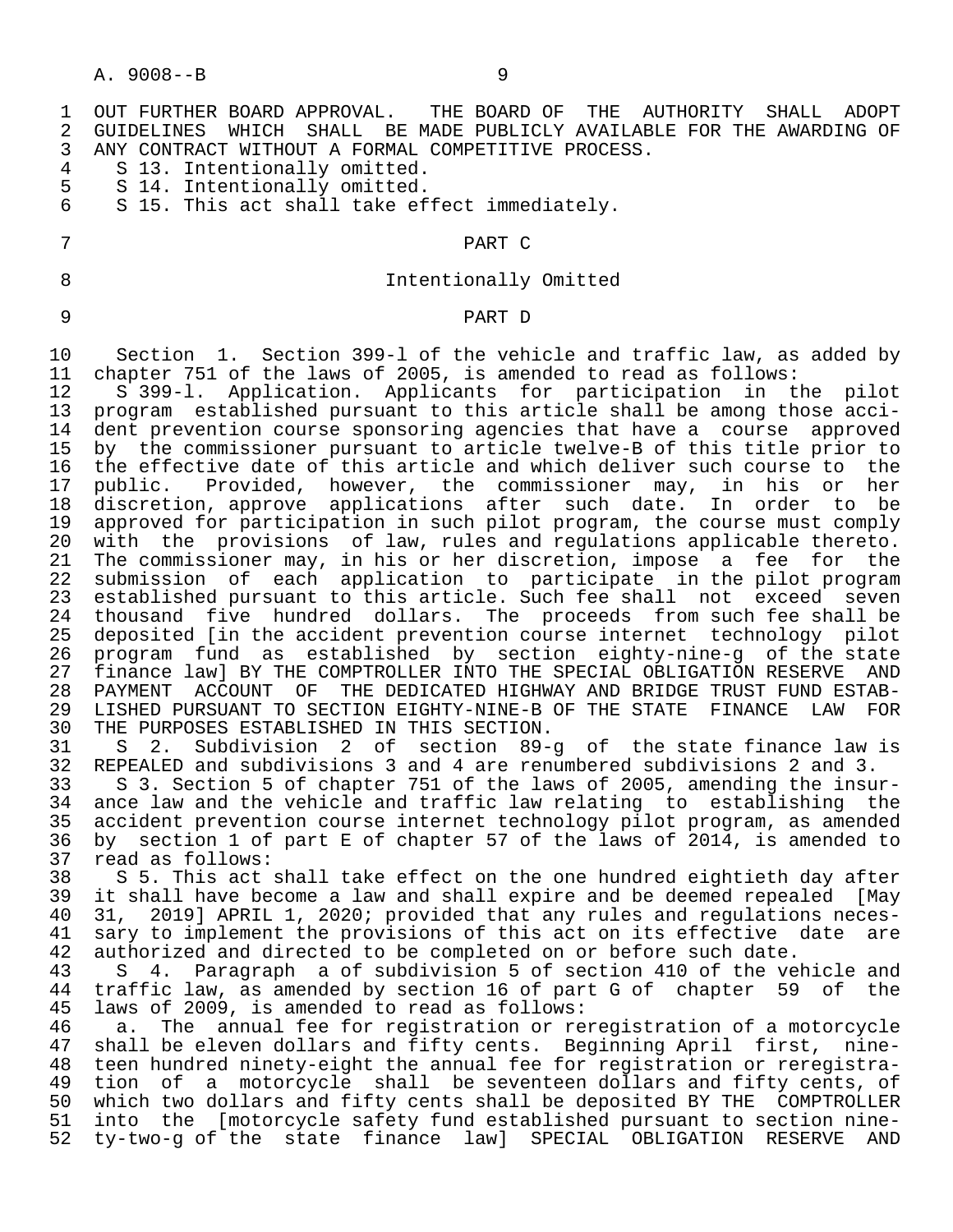OUT FURTHER BOARD APPROVAL. THE BOARD OF THE AUTHORITY SHALL ADOPT GUIDELINES WHICH SHALL BE MADE PUBLICLY AVAILABLE FOR THE AWARDING OF ANY CONTRACT WITHOUT A FORMAL COMPETITIVE PROCESS.

S 13. Intentionally omitted.

S 14. Intentionally omitted.

S 15. This act shall take effect immediately.

PART C

Intentionally Omitted

PART D

Section 1. Section 399-l of the vehicle and traffic law, as added by chapter 751 of the laws of 2005, is amended to read as follows:

S 399-l. Application. Applicants for participation in the pilot program established pursuant to this article shall be among those accident prevention course sponsoring agencies that have a course approved by the commissioner pursuant to article twelve-B of this title prior to the effective date of this article and which deliver such course to the public. Provided, however, the commissioner may, in his or her discretion, approve applications after such date. In order to be approved for participation in such pilot program, the course must comply with the provisions of law, rules and regulations applicable thereto. The commissioner may, in his or her discretion, impose a fee for the submission of each application to participate in the pilot program established pursuant to this article. Such fee shall not exceed seven thousand five hundred dollars. The proceeds from such fee shall be deposited [in the accident prevention course internet technology pilot program fund as established by section eighty-nine-g of the state finance law] BY THE COMPTROLLER INTO THE SPECIAL OBLIGATION RESERVE AND PAYMENT ACCOUNT OF THE DEDICATED HIGHWAY AND BRIDGE TRUST FUND ESTABLISHED PURSUANT TO SECTION EIGHTY-NINE-B OF THE STATE FINANCE LAW FOR THE PURPOSES ESTABLISHED IN THIS SECTION.

S 2. Subdivision 2 of section 89-g of the state finance law is REPEALED and subdivisions 3 and 4 are renumbered subdivisions 2 and 3.

S 3. Section 5 of chapter 751 of the laws of 2005, amending the insurance law and the vehicle and traffic law relating to establishing the accident prevention course internet technology pilot program, as amended by section 1 of part E of chapter 57 of the laws of 2014, is amended to read as follows:

S 5. This act shall take effect on the one hundred eightieth day after it shall have become a law and shall expire and be deemed repealed [May 31, 2019] APRIL 1, 2020; provided that any rules and regulations necessary to implement the provisions of this act on its effective date are authorized and directed to be completed on or before such date.

S 4. Paragraph a of subdivision 5 of section 410 of the vehicle and traffic law, as amended by section 16 of part G of chapter 59 of the laws of 2009, is amended to read as follows:

a. The annual fee for registration or reregistration of a motorcycle shall be eleven dollars and fifty cents. Beginning April first, nineteen hundred ninety-eight the annual fee for registration or reregistration of a motorcycle shall be seventeen dollars and fifty cents, of which two dollars and fifty cents shall be deposited BY THE COMPTROLLER into the [motorcycle safety fund established pursuant to section ninety-two-g of the state finance law] SPECIAL OBLIGATION RESERVE AND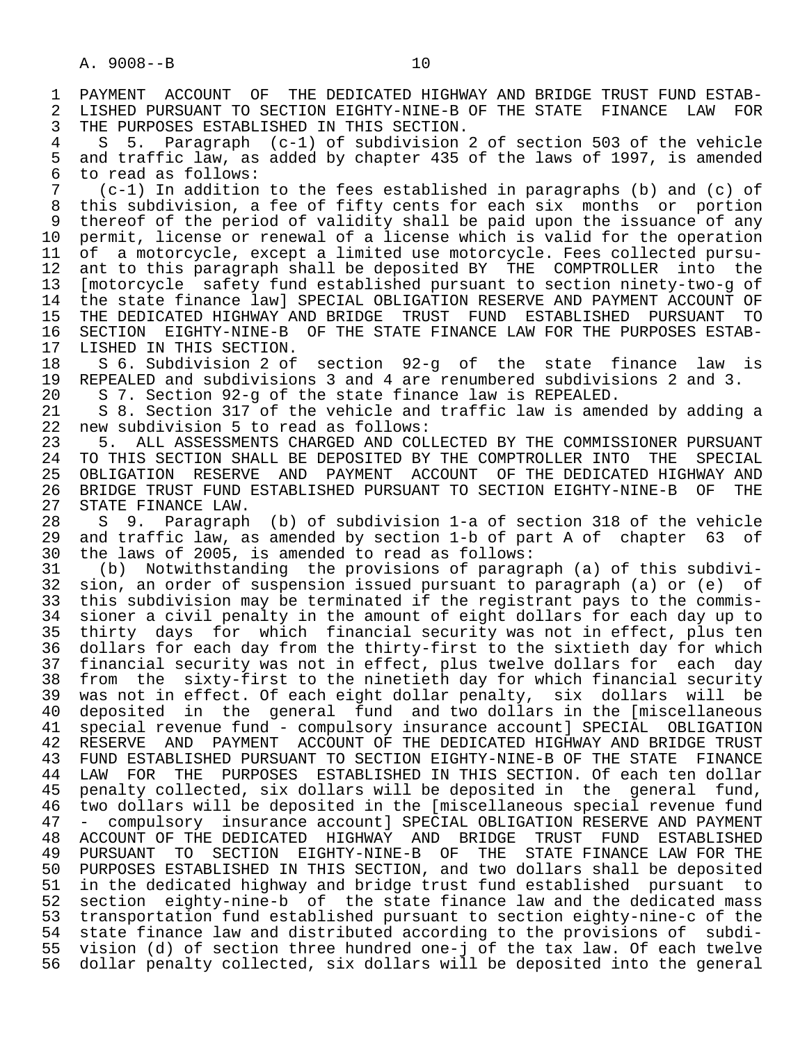PAYMENT ACCOUNT OF THE DEDICATED HIGHWAY AND BRIDGE TRUST FUND ESTABLISHED PURSUANT TO SECTION EIGHTY-NINE-B OF THE STATE FINANCE LAW FOR THE PURPOSES ESTABLISHED IN THIS SECTION.

S 5. Paragraph (c-1) of subdivision 2 of section 503 of the vehicle and traffic law, as added by chapter 435 of the laws of 1997, is amended to read as follows:

(c-1) In addition to the fees established in paragraphs (b) and (c) of this subdivision, a fee of fifty cents for each six months or portion thereof of the period of validity shall be paid upon the issuance of any permit, license or renewal of a license which is valid for the operation of a motorcycle, except a limited use motorcycle. Fees collected pursuant to this paragraph shall be deposited BY THE COMPTROLLER into the [motorcycle safety fund established pursuant to section ninety-two-g of the state finance law] SPECIAL OBLIGATION RESERVE AND PAYMENT ACCOUNT OF THE DEDICATED HIGHWAY AND BRIDGE TRUST FUND ESTABLISHED PURSUANT TO SECTION EIGHTY-NINE-B OF THE STATE FINANCE LAW FOR THE PURPOSES ESTABLISHED IN THIS SECTION.

S 6. Subdivision 2 of section 92-g of the state finance law is REPEALED and subdivisions 3 and 4 are renumbered subdivisions 2 and 3.

S 7. Section 92-g of the state finance law is REPEALED.

S 8. Section 317 of the vehicle and traffic law is amended by adding a new subdivision 5 to read as follows:

5. ALL ASSESSMENTS CHARGED AND COLLECTED BY THE COMMISSIONER PURSUANT TO THIS SECTION SHALL BE DEPOSITED BY THE COMPTROLLER INTO THE SPECIAL OBLIGATION RESERVE AND PAYMENT ACCOUNT OF THE DEDICATED HIGHWAY AND BRIDGE TRUST FUND ESTABLISHED PURSUANT TO SECTION EIGHTY-NINE-B OF THE STATE FINANCE LAW.

S 9. Paragraph (b) of subdivision 1-a of section 318 of the vehicle and traffic law, as amended by section 1-b of part A of chapter 63 of the laws of 2005, is amended to read as follows:

(b) Notwithstanding the provisions of paragraph (a) of this subdivision, an order of suspension issued pursuant to paragraph (a) or (e) of this subdivision may be terminated if the registrant pays to the commissioner a civil penalty in the amount of eight dollars for each day up to thirty days for which financial security was not in effect, plus ten dollars for each day from the thirty-first to the sixtieth day for which financial security was not in effect, plus twelve dollars for each day from the sixty-first to the ninetieth day for which financial security was not in effect. Of each eight dollar penalty, six dollars will be deposited in the general fund and two dollars in the [miscellaneous special revenue fund - compulsory insurance account] SPECIAL OBLIGATION RESERVE AND PAYMENT ACCOUNT OF THE DEDICATED HIGHWAY AND BRIDGE TRUST FUND ESTABLISHED PURSUANT TO SECTION EIGHTY-NINE-B OF THE STATE FINANCE LAW FOR THE PURPOSES ESTABLISHED IN THIS SECTION. Of each ten dollar penalty collected, six dollars will be deposited in the general fund, two dollars will be deposited in the [miscellaneous special revenue fund - compulsory insurance account] SPECIAL OBLIGATION RESERVE AND PAYMENT ACCOUNT OF THE DEDICATED HIGHWAY AND BRIDGE TRUST FUND ESTABLISHED PURSUANT TO SECTION EIGHTY-NINE-B OF THE STATE FINANCE LAW FOR THE PURPOSES ESTABLISHED IN THIS SECTION, and two dollars shall be deposited in the dedicated highway and bridge trust fund established pursuant to section eighty-nine-b of the state finance law and the dedicated mass transportation fund established pursuant to section eighty-nine-c of the state finance law and distributed according to the provisions of subdivision (d) of section three hundred one-j of the tax law. Of each twelve dollar penalty collected, six dollars will be deposited into the general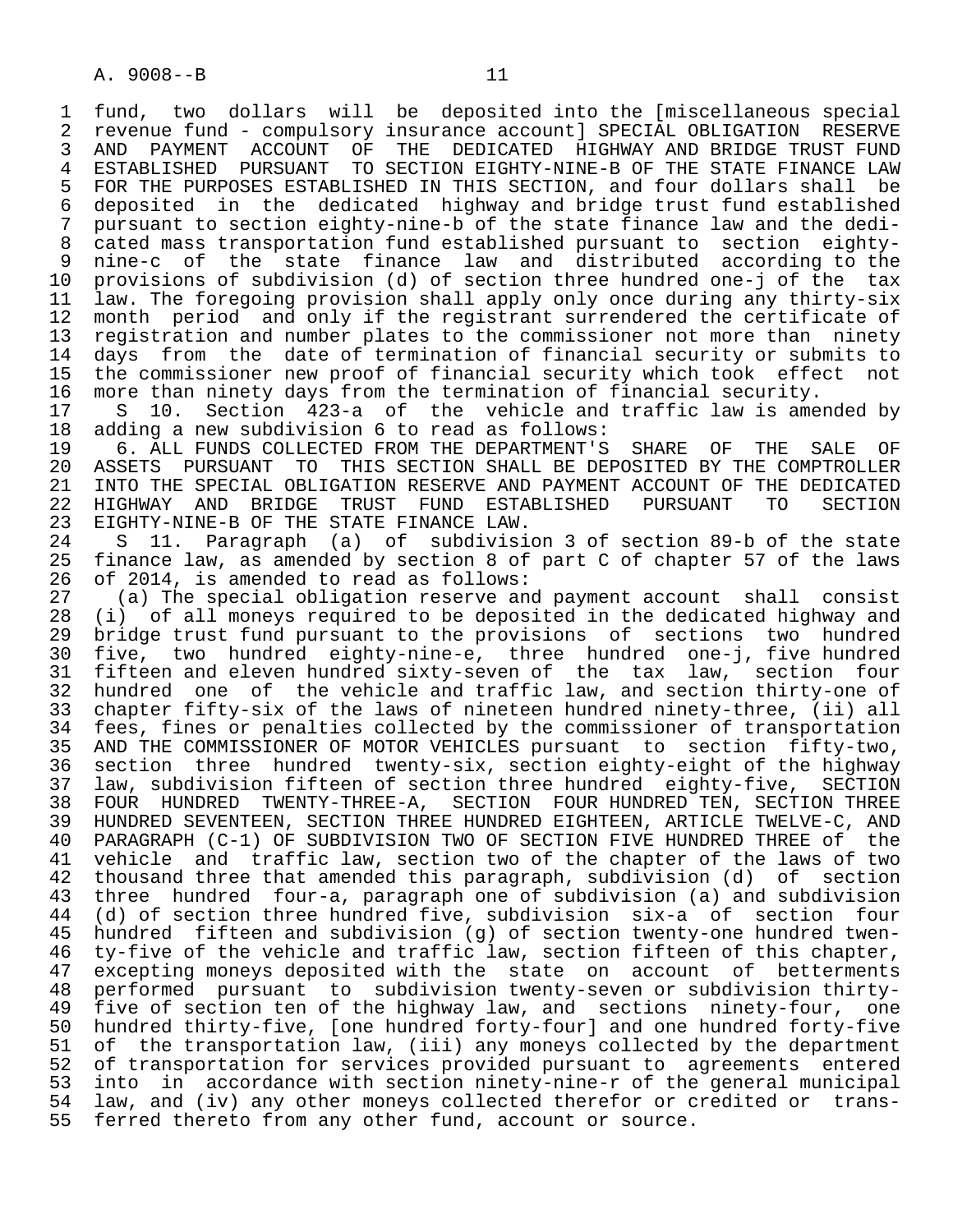fund, two dollars will be deposited into the [miscellaneous special revenue fund - compulsory insurance account] SPECIAL OBLIGATION RESERVE AND PAYMENT ACCOUNT OF THE DEDICATED HIGHWAY AND BRIDGE TRUST FUND ESTABLISHED PURSUANT TO SECTION EIGHTY-NINE-B OF THE STATE FINANCE LAW FOR THE PURPOSES ESTABLISHED IN THIS SECTION, and four dollars shall be deposited in the dedicated highway and bridge trust fund established pursuant to section eighty-nine-b of the state finance law and the dedicated mass transportation fund established pursuant to section eighty-nine-c of the state finance law and distributed according to the provisions of subdivision (d) of section three hundred one-j of the tax law. The foregoing provision shall apply only once during any thirty-six month period and only if the registrant surrendered the certificate of registration and number plates to the commissioner not more than ninety days from the date of termination of financial security or submits to the commissioner new proof of financial security which took effect not more than ninety days from the termination of financial security.

S 10. Section 423-a of the vehicle and traffic law is amended by adding a new subdivision 6 to read as follows:

6. ALL FUNDS COLLECTED FROM THE DEPARTMENT'S SHARE OF THE SALE OF ASSETS PURSUANT TO THIS SECTION SHALL BE DEPOSITED BY THE COMPTROLLER INTO THE SPECIAL OBLIGATION RESERVE AND PAYMENT ACCOUNT OF THE DEDICATED HIGHWAY AND BRIDGE TRUST FUND ESTABLISHED PURSUANT TO SECTION EIGHTY-NINE-B OF THE STATE FINANCE LAW.

S 11. Paragraph (a) of subdivision 3 of section 89-b of the state finance law, as amended by section 8 of part C of chapter 57 of the laws of 2014, is amended to read as follows:

(a) The special obligation reserve and payment account shall consist (i) of all moneys required to be deposited in the dedicated highway and bridge trust fund pursuant to the provisions of sections two hundred five, two hundred eighty-nine-e, three hundred one-j, five hundred fifteen and eleven hundred sixty-seven of the tax law, section four hundred one of the vehicle and traffic law, and section thirty-one of chapter fifty-six of the laws of nineteen hundred ninety-three, (ii) all fees, fines or penalties collected by the commissioner of transportation AND THE COMMISSIONER OF MOTOR VEHICLES pursuant to section fifty-two, section three hundred twenty-six, section eighty-eight of the highway law, subdivision fifteen of section three hundred eighty-five, SECTION FOUR HUNDRED TWENTY-THREE-A, SECTION FOUR HUNDRED TEN, SECTION THREE HUNDRED SEVENTEEN, SECTION THREE HUNDRED EIGHTEEN, ARTICLE TWELVE-C, AND PARAGRAPH (C-1) OF SUBDIVISION TWO OF SECTION FIVE HUNDRED THREE of the vehicle and traffic law, section two of the chapter of the laws of two thousand three that amended this paragraph, subdivision (d) of section three hundred four-a, paragraph one of subdivision (a) and subdivision (d) of section three hundred five, subdivision six-a of section four hundred fifteen and subdivision (g) of section twenty-one hundred twenty-five of the vehicle and traffic law, section fifteen of this chapter, excepting moneys deposited with the state on account of betterments performed pursuant to subdivision twenty-seven or subdivision thirty-five of section ten of the highway law, and sections ninety-four, one hundred thirty-five, [one hundred forty-four] and one hundred forty-five of the transportation law, (iii) any moneys collected by the department of transportation for services provided pursuant to agreements entered into in accordance with section ninety-nine-r of the general municipal law, and (iv) any other moneys collected therefor or credited or transferred thereto from any other fund, account or source.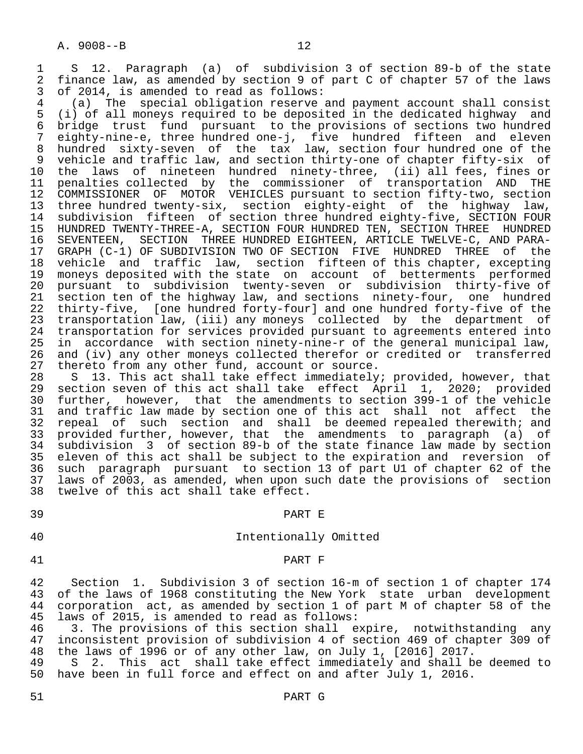S 12. Paragraph (a) of subdivision 3 of section 89-b of the state finance law, as amended by section 9 of part C of chapter 57 of the laws of 2014, is amended to read as follows:

(a) The special obligation reserve and payment account shall consist (i) of all moneys required to be deposited in the dedicated highway and bridge trust fund pursuant to the provisions of sections two hundred eighty-nine-e, three hundred one-j, five hundred fifteen and eleven hundred sixty-seven of the tax law, section four hundred one of the vehicle and traffic law, and section thirty-one of chapter fifty-six of the laws of nineteen hundred ninety-three, (ii) all fees, fines or penalties collected by the commissioner of transportation AND THE COMMISSIONER OF MOTOR VEHICLES pursuant to section fifty-two, section three hundred twenty-six, section eighty-eight of the highway law, subdivision fifteen of section three hundred eighty-five, SECTION FOUR HUNDRED TWENTY-THREE-A, SECTION FOUR HUNDRED TEN, SECTION THREE HUNDRED SEVENTEEN, SECTION THREE HUNDRED EIGHTEEN, ARTICLE TWELVE-C, AND PARAGRAPH (C-1) OF SUBDIVISION TWO OF SECTION FIVE HUNDRED THREE of the vehicle and traffic law, section fifteen of this chapter, excepting moneys deposited with the state on account of betterments performed pursuant to subdivision twenty-seven or subdivision thirty-five of section ten of the highway law, and sections ninety-four, one hundred thirty-five, [one hundred forty-four] and one hundred forty-five of the transportation law, (iii) any moneys collected by the department of transportation for services provided pursuant to agreements entered into in accordance with section ninety-nine-r of the general municipal law, and (iv) any other moneys collected therefor or credited or transferred thereto from any other fund, account or source.

S 13. This act shall take effect immediately; provided, however, that section seven of this act shall take effect April 1, 2020; provided further, however, that the amendments to section 399-1 of the vehicle and traffic law made by section one of this act shall not affect the repeal of such section and shall be deemed repealed therewith; and provided further, however, that the amendments to paragraph (a) of subdivision 3 of section 89-b of the state finance law made by section eleven of this act shall be subject to the expiration and reversion of such paragraph pursuant to section 13 of part U1 of chapter 62 of the laws of 2003, as amended, when upon such date the provisions of section twelve of this act shall take effect.

## PART E

Intentionally Omitted

## PART F

Section 1. Subdivision 3 of section 16-m of section 1 of chapter 174 of the laws of 1968 constituting the New York state urban development corporation act, as amended by section 1 of part M of chapter 58 of the laws of 2015, is amended to read as follows:

3. The provisions of this section shall expire, notwithstanding any inconsistent provision of subdivision 4 of section 469 of chapter 309 of the laws of 1996 or of any other law, on July 1, [2016] 2017.

S 2. This act shall take effect immediately and shall be deemed to have been in full force and effect on and after July 1, 2016.

## PART G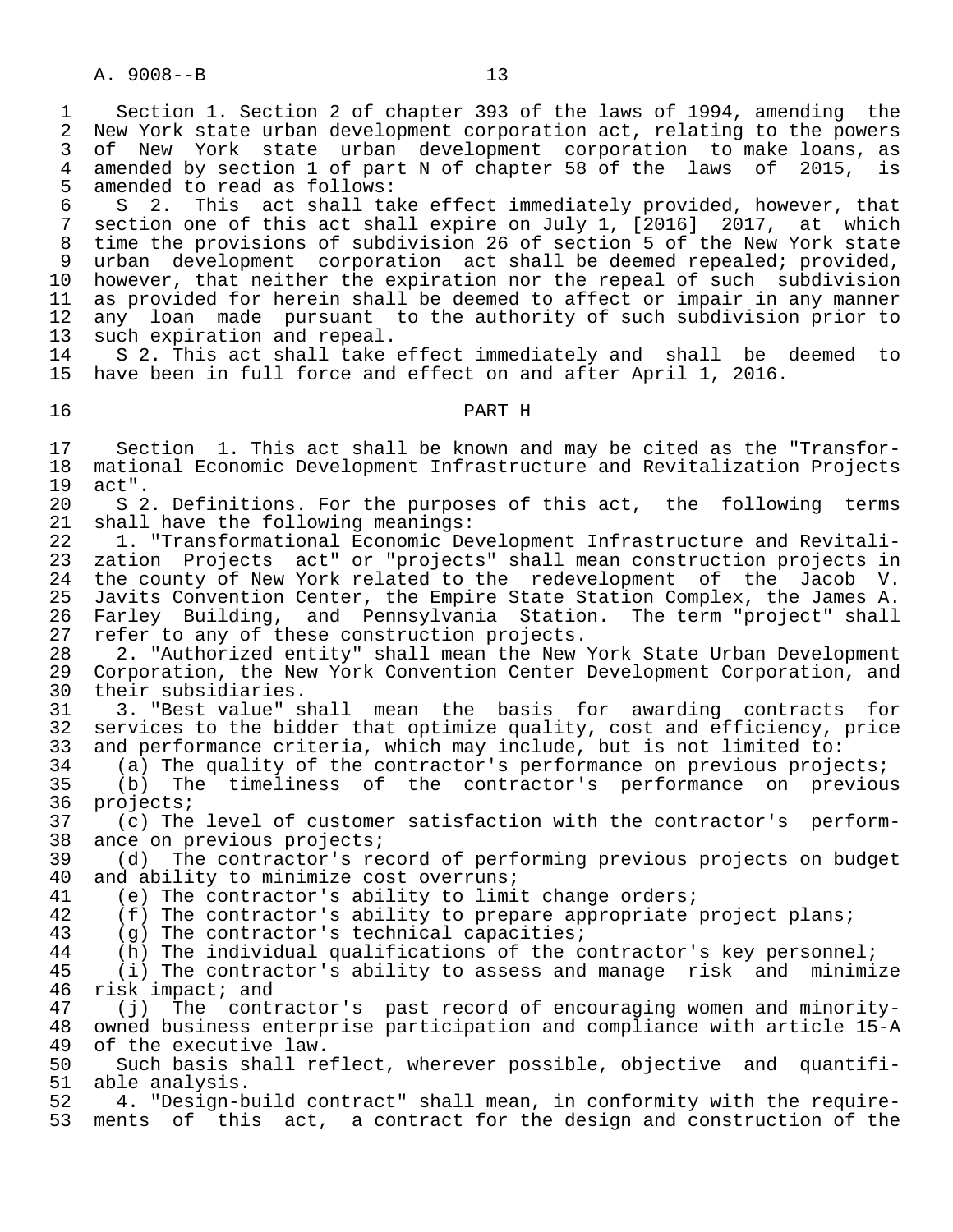Section 1. Section 2 of chapter 393 of the laws of 1994, amending the New York state urban development corporation act, relating to the powers of New York state urban development corporation to make loans, as amended by section 1 of part N of chapter 58 of the laws of 2015, is amended to read as follows:

S 2. This act shall take effect immediately provided, however, that section one of this act shall expire on July 1, [2016] 2017, at which time the provisions of subdivision 26 of section 5 of the New York state urban development corporation act shall be deemed repealed; provided, however, that neither the expiration nor the repeal of such subdivision as provided for herein shall be deemed to affect or impair in any manner any loan made pursuant to the authority of such subdivision prior to such expiration and repeal.

S 2. This act shall take effect immediately and shall be deemed to have been in full force and effect on and after April 1, 2016.

## PART H

Section 1. This act shall be known and may be cited as the "Transformational Economic Development Infrastructure and Revitalization Projects act".

S 2. Definitions. For the purposes of this act, the following terms shall have the following meanings:

1. "Transformational Economic Development Infrastructure and Revitalization Projects act" or "projects" shall mean construction projects in the county of New York related to the redevelopment of the Jacob V. Javits Convention Center, the Empire State Station Complex, the James A. Farley Building, and Pennsylvania Station. The term "project" shall refer to any of these construction projects.

2. "Authorized entity" shall mean the New York State Urban Development Corporation, the New York Convention Center Development Corporation, and their subsidiaries.

3. "Best value" shall mean the basis for awarding contracts for services to the bidder that optimize quality, cost and efficiency, price and performance criteria, which may include, but is not limited to:

(a) The quality of the contractor's performance on previous projects;

(b) The timeliness of the contractor's performance on previous projects;

(c) The level of customer satisfaction with the contractor's performance on previous projects;

(d) The contractor's record of performing previous projects on budget and ability to minimize cost overruns;

(e) The contractor's ability to limit change orders;

(f) The contractor's ability to prepare appropriate project plans;

(g) The contractor's technical capacities;

(h) The individual qualifications of the contractor's key personnel;

(i) The contractor's ability to assess and manage risk and minimize risk impact; and

(j) The contractor's past record of encouraging women and minority-owned business enterprise participation and compliance with article 15-A of the executive law.

Such basis shall reflect, wherever possible, objective and quantifiable analysis.

4. "Design-build contract" shall mean, in conformity with the requirements of this act, a contract for the design and construction of the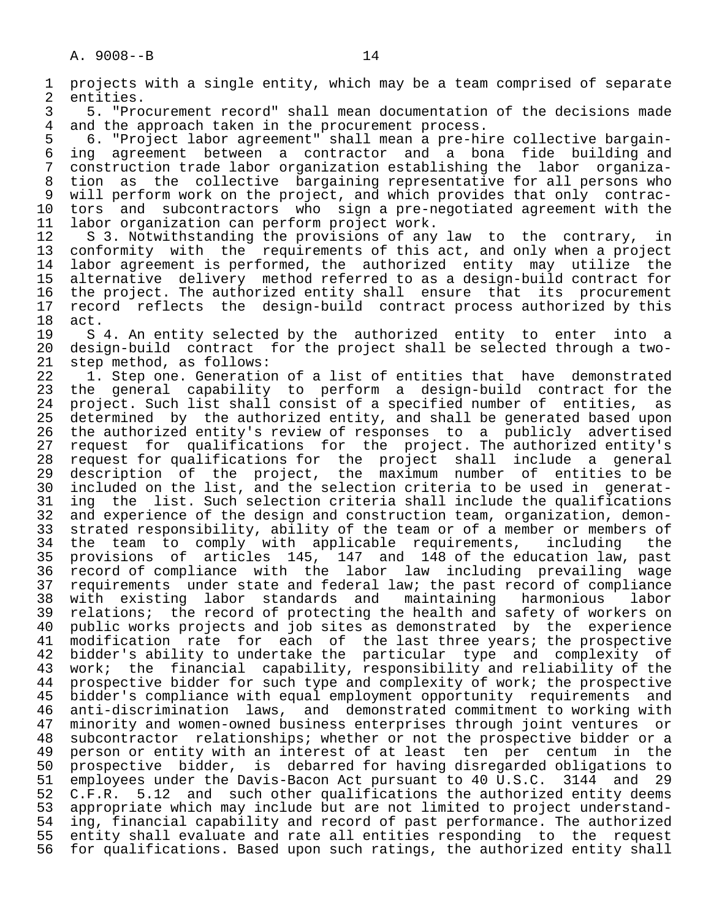projects with a single entity, which may be a team comprised of separate entities.

5. "Procurement record" shall mean documentation of the decisions made and the approach taken in the procurement process.

6. "Project labor agreement" shall mean a pre-hire collective bargaining agreement between a contractor and a bona fide building and construction trade labor organization establishing the labor organization as the collective bargaining representative for all persons who will perform work on the project, and which provides that only contractors and subcontractors who sign a pre-negotiated agreement with the labor organization can perform project work.

S 3. Notwithstanding the provisions of any law to the contrary, in conformity with the requirements of this act, and only when a project labor agreement is performed, the authorized entity may utilize the alternative delivery method referred to as a design-build contract for the project. The authorized entity shall ensure that its procurement record reflects the design-build contract process authorized by this act.

S 4. An entity selected by the authorized entity to enter into a design-build contract for the project shall be selected through a two-step method, as follows:

1. Step one. Generation of a list of entities that have demonstrated the general capability to perform a design-build contract for the project. Such list shall consist of a specified number of entities, as determined by the authorized entity, and shall be generated based upon the authorized entity's review of responses to a publicly advertised request for qualifications for the project. The authorized entity's request for qualifications for the project shall include a general description of the project, the maximum number of entities to be included on the list, and the selection criteria to be used in generating the list. Such selection criteria shall include the qualifications and experience of the design and construction team, organization, demonstrated responsibility, ability of the team or of a member or members of the team to comply with applicable requirements, including the provisions of articles 145, 147 and 148 of the education law, past record of compliance with the labor law including prevailing wage requirements under state and federal law; the past record of compliance with existing labor standards and maintaining harmonious labor relations; the record of protecting the health and safety of workers on public works projects and job sites as demonstrated by the experience modification rate for each of the last three years; the prospective bidder's ability to undertake the particular type and complexity of work; the financial capability, responsibility and reliability of the prospective bidder for such type and complexity of work; the prospective bidder's compliance with equal employment opportunity requirements and anti-discrimination laws, and demonstrated commitment to working with minority and women-owned business enterprises through joint ventures or subcontractor relationships; whether or not the prospective bidder or a person or entity with an interest of at least ten per centum in the prospective bidder, is debarred for having disregarded obligations to employees under the Davis-Bacon Act pursuant to 40 U.S.C. 3144 and 29 C.F.R. 5.12 and such other qualifications the authorized entity deems appropriate which may include but are not limited to project understanding, financial capability and record of past performance. The authorized entity shall evaluate and rate all entities responding to the request for qualifications. Based upon such ratings, the authorized entity shall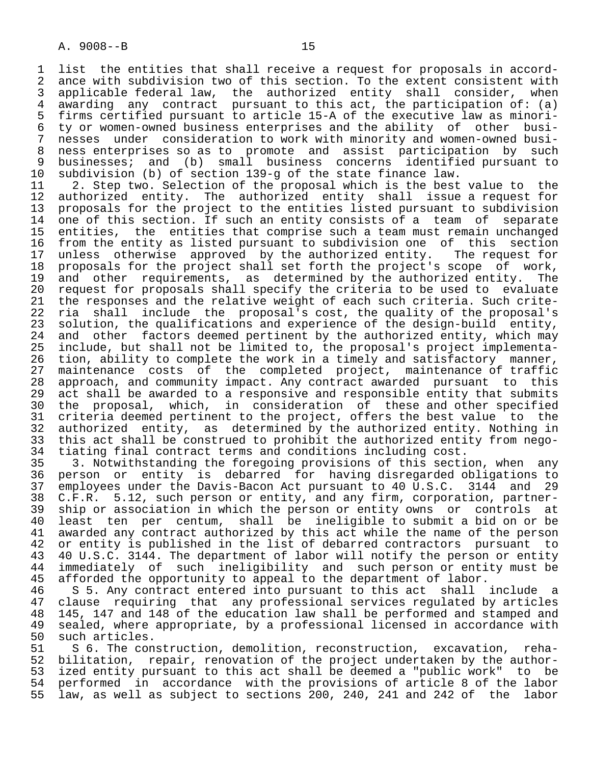list the entities that shall receive a request for proposals in accordance with subdivision two of this section. To the extent consistent with applicable federal law, the authorized entity shall consider, when awarding any contract pursuant to this act, the participation of: (a) firms certified pursuant to article 15-A of the executive law as minority or women-owned business enterprises and the ability of other businesses under consideration to work with minority and women-owned business enterprises so as to promote and assist participation by such businesses; and (b) small business concerns identified pursuant to subdivision (b) of section 139-g of the state finance law.

2. Step two. Selection of the proposal which is the best value to the authorized entity. The authorized entity shall issue a request for proposals for the project to the entities listed pursuant to subdivision one of this section. If such an entity consists of a team of separate entities, the entities that comprise such a team must remain unchanged from the entity as listed pursuant to subdivision one of this section unless otherwise approved by the authorized entity. The request for proposals for the project shall set forth the project's scope of work, and other requirements, as determined by the authorized entity. The request for proposals shall specify the criteria to be used to evaluate the responses and the relative weight of each such criteria. Such criteria shall include the proposal's cost, the quality of the proposal's solution, the qualifications and experience of the design-build entity, and other factors deemed pertinent by the authorized entity, which may include, but shall not be limited to, the proposal's project implementation, ability to complete the work in a timely and satisfactory manner, maintenance costs of the completed project, maintenance of traffic approach, and community impact. Any contract awarded pursuant to this act shall be awarded to a responsive and responsible entity that submits the proposal, which, in consideration of these and other specified criteria deemed pertinent to the project, offers the best value to the authorized entity, as determined by the authorized entity. Nothing in this act shall be construed to prohibit the authorized entity from negotiating final contract terms and conditions including cost.

3. Notwithstanding the foregoing provisions of this section, when any person or entity is debarred for having disregarded obligations to employees under the Davis-Bacon Act pursuant to 40 U.S.C. 3144 and 29 C.F.R. 5.12, such person or entity, and any firm, corporation, partnership or association in which the person or entity owns or controls at least ten per centum, shall be ineligible to submit a bid on or be awarded any contract authorized by this act while the name of the person or entity is published in the list of debarred contractors pursuant to 40 U.S.C. 3144. The department of labor will notify the person or entity immediately of such ineligibility and such person or entity must be afforded the opportunity to appeal to the department of labor.

S 5. Any contract entered into pursuant to this act shall include a clause requiring that any professional services regulated by articles 145, 147 and 148 of the education law shall be performed and stamped and sealed, where appropriate, by a professional licensed in accordance with such articles.

S 6. The construction, demolition, reconstruction, excavation, rehabilitation, repair, renovation of the project undertaken by the authorized entity pursuant to this act shall be deemed a "public work" to be performed in accordance with the provisions of article 8 of the labor law, as well as subject to sections 200, 240, 241 and 242 of the labor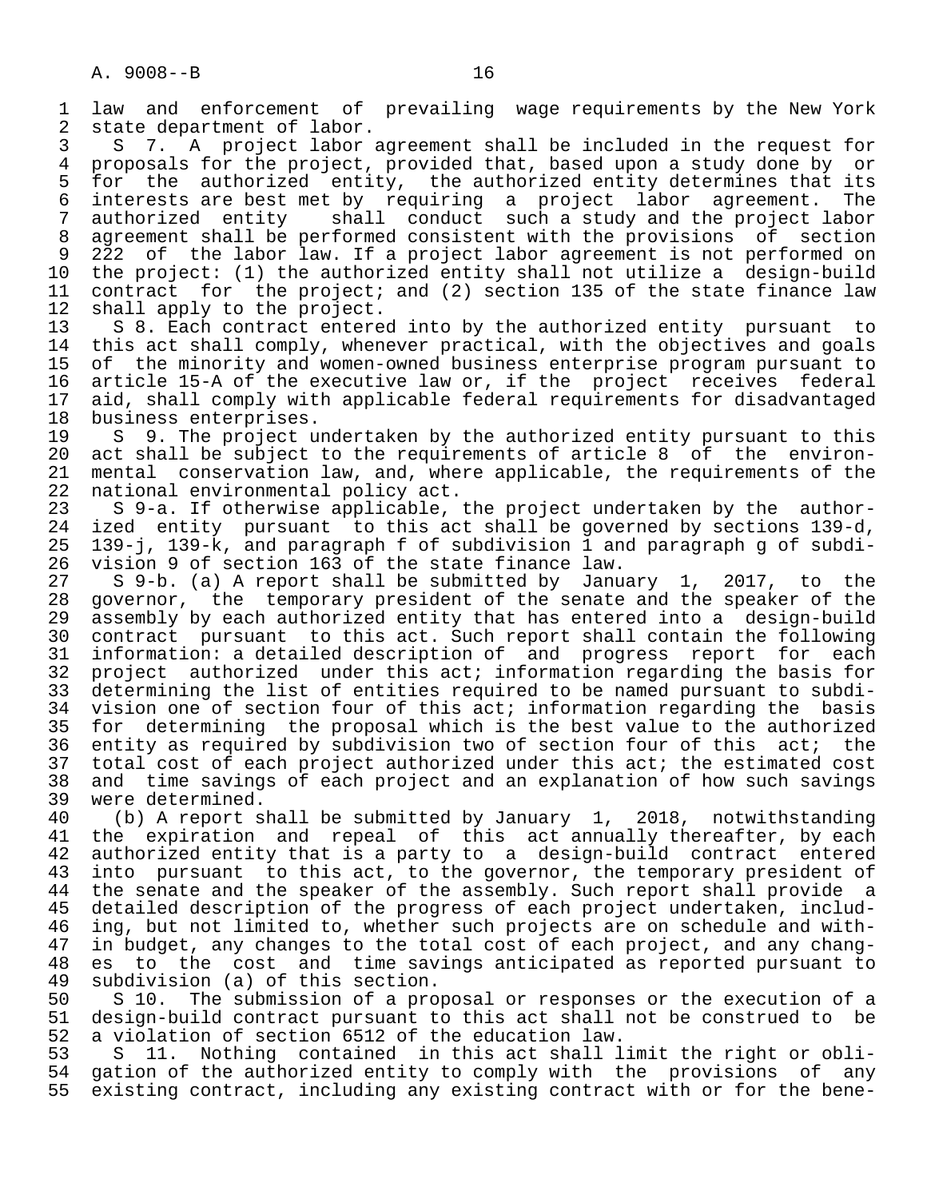law and enforcement of prevailing wage requirements by the New York state department of labor.

S 7. A project labor agreement shall be included in the request for proposals for the project, provided that, based upon a study done by or for the authorized entity, the authorized entity determines that its interests are best met by requiring a project labor agreement. The authorized entity shall conduct such a study and the project labor agreement shall be performed consistent with the provisions of section 222 of the labor law. If a project labor agreement is not performed on the project: (1) the authorized entity shall not utilize a design-build contract for the project; and (2) section 135 of the state finance law shall apply to the project.

S 8. Each contract entered into by the authorized entity pursuant to this act shall comply, whenever practical, with the objectives and goals of the minority and women-owned business enterprise program pursuant to article 15-A of the executive law or, if the project receives federal aid, shall comply with applicable federal requirements for disadvantaged business enterprises.

S 9. The project undertaken by the authorized entity pursuant to this act shall be subject to the requirements of article 8 of the environmental conservation law, and, where applicable, the requirements of the national environmental policy act.

S 9-a. If otherwise applicable, the project undertaken by the authorized entity pursuant to this act shall be governed by sections 139-d, 139-j, 139-k, and paragraph f of subdivision 1 and paragraph g of subdivision 9 of section 163 of the state finance law.

S 9-b. (a) A report shall be submitted by January 1, 2017, to the governor, the temporary president of the senate and the speaker of the assembly by each authorized entity that has entered into a design-build contract pursuant to this act. Such report shall contain the following information: a detailed description of and progress report for each project authorized under this act; information regarding the basis for determining the list of entities required to be named pursuant to subdivision one of section four of this act; information regarding the basis for determining the proposal which is the best value to the authorized entity as required by subdivision two of section four of this act; the total cost of each project authorized under this act; the estimated cost and time savings of each project and an explanation of how such savings were determined.

(b) A report shall be submitted by January 1, 2018, notwithstanding the expiration and repeal of this act annually thereafter, by each authorized entity that is a party to a design-build contract entered into pursuant to this act, to the governor, the temporary president of the senate and the speaker of the assembly. Such report shall provide a detailed description of the progress of each project undertaken, including, but not limited to, whether such projects are on schedule and within budget, any changes to the total cost of each project, and any changes to the cost and time savings anticipated as reported pursuant to subdivision (a) of this section.

S 10. The submission of a proposal or responses or the execution of a design-build contract pursuant to this act shall not be construed to be a violation of section 6512 of the education law.

S 11. Nothing contained in this act shall limit the right or obligation of the authorized entity to comply with the provisions of any existing contract, including any existing contract with or for the bene-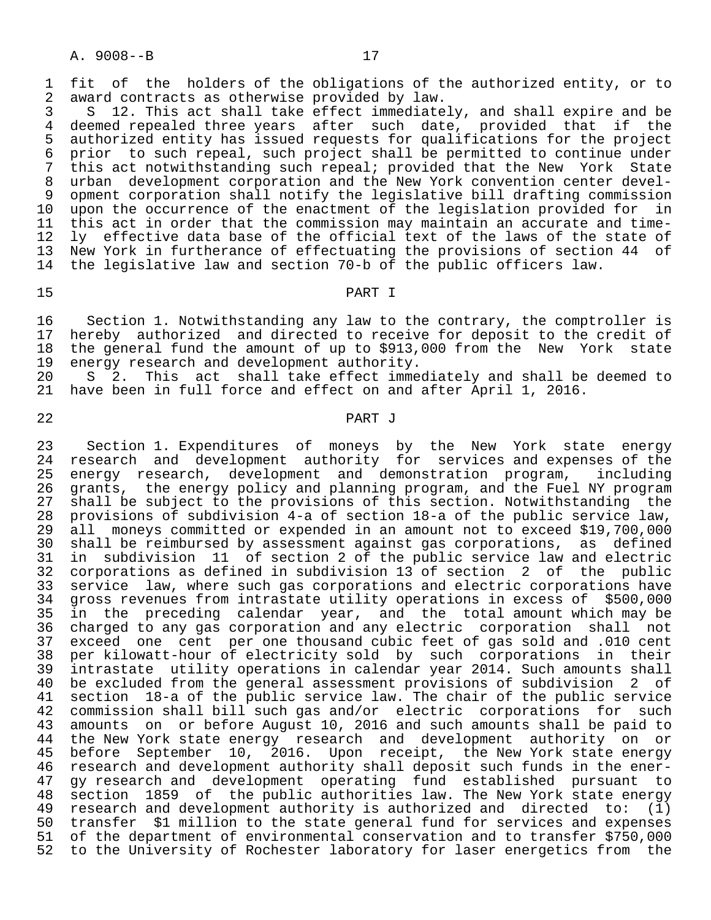fit of the holders of the obligations of the authorized entity, or to award contracts as otherwise provided by law.

S 12. This act shall take effect immediately, and shall expire and be deemed repealed three years after such date, provided that if the authorized entity has issued requests for qualifications for the project prior to such repeal, such project shall be permitted to continue under this act notwithstanding such repeal; provided that the New York State urban development corporation and the New York convention center development corporation shall notify the legislative bill drafting commission upon the occurrence of the enactment of the legislation provided for in this act in order that the commission may maintain an accurate and timely effective data base of the official text of the laws of the state of New York in furtherance of effectuating the provisions of section 44 of the legislative law and section 70-b of the public officers law.

## PART I

Section 1. Notwithstanding any law to the contrary, the comptroller is hereby authorized and directed to receive for deposit to the credit of the general fund the amount of up to $913,000 from the New York state energy research and development authority.

S 2. This act shall take effect immediately and shall be deemed to have been in full force and effect on and after April 1, 2016.

## PART J

Section 1. Expenditures of moneys by the New York state energy research and development authority for services and expenses of the energy research, development and demonstration program, including grants, the energy policy and planning program, and the Fuel NY program shall be subject to the provisions of this section. Notwithstanding the provisions of subdivision 4-a of section 18-a of the public service law, all moneys committed or expended in an amount not to exceed $19,700,000 shall be reimbursed by assessment against gas corporations, as defined in subdivision 11 of section 2 of the public service law and electric corporations as defined in subdivision 13 of section 2 of the public service law, where such gas corporations and electric corporations have gross revenues from intrastate utility operations in excess of $500,000 in the preceding calendar year, and the total amount which may be charged to any gas corporation and any electric corporation shall not exceed one cent per one thousand cubic feet of gas sold and .010 cent per kilowatt-hour of electricity sold by such corporations in their intrastate utility operations in calendar year 2014. Such amounts shall be excluded from the general assessment provisions of subdivision 2 of section 18-a of the public service law. The chair of the public service commission shall bill such gas and/or electric corporations for such amounts on or before August 10, 2016 and such amounts shall be paid to the New York state energy research and development authority on or before September 10, 2016. Upon receipt, the New York state energy research and development authority shall deposit such funds in the energy research and development operating fund established pursuant to section 1859 of the public authorities law. The New York state energy research and development authority is authorized and directed to: (1) transfer $1 million to the state general fund for services and expenses of the department of environmental conservation and to transfer $750,000 to the University of Rochester laboratory for laser energetics from the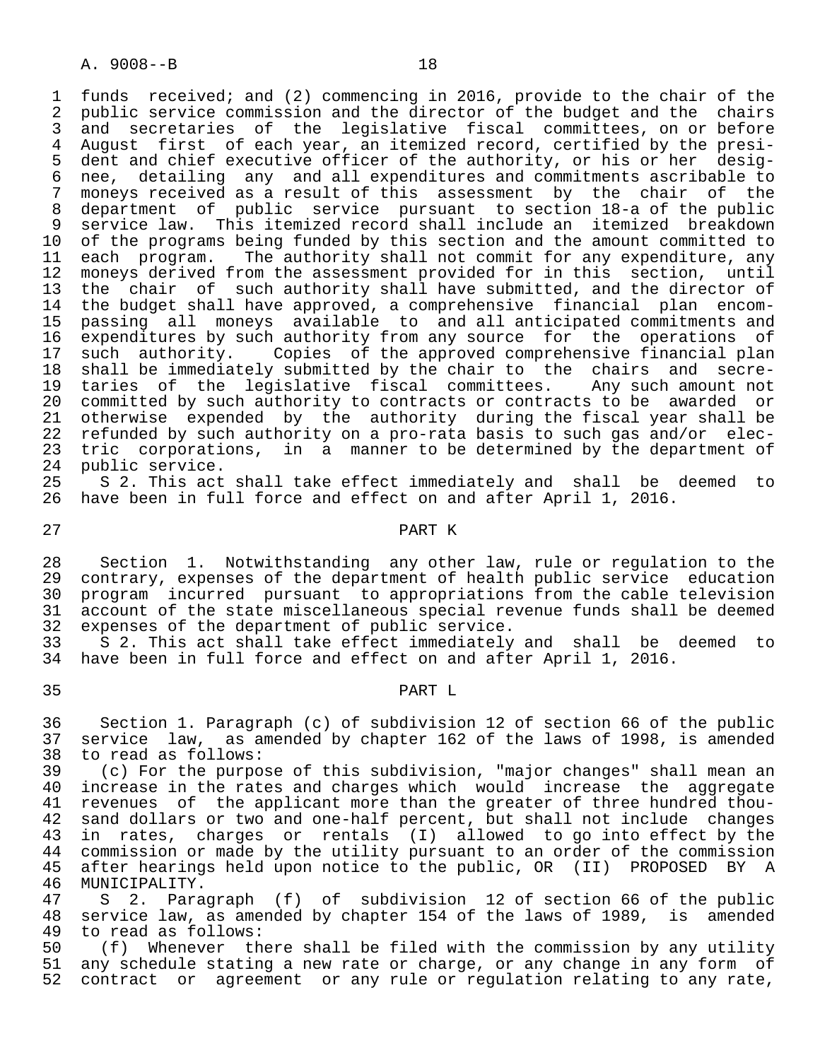funds received; and (2) commencing in 2016, provide to the chair of the public service commission and the director of the budget and the chairs and secretaries of the legislative fiscal committees, on or before August first of each year, an itemized record, certified by the president and chief executive officer of the authority, or his or her designee, detailing any and all expenditures and commitments ascribable to moneys received as a result of this assessment by the chair of the department of public service pursuant to section 18-a of the public service law. This itemized record shall include an itemized breakdown of the programs being funded by this section and the amount committed to each program. The authority shall not commit for any expenditure, any moneys derived from the assessment provided for in this section, until the chair of such authority shall have submitted, and the director of the budget shall have approved, a comprehensive financial plan encompassing all moneys available to and all anticipated commitments and expenditures by such authority from any source for the operations of such authority. Copies of the approved comprehensive financial plan shall be immediately submitted by the chair to the chairs and secretaries of the legislative fiscal committees. Any such amount not committed by such authority to contracts or contracts to be awarded or otherwise expended by the authority during the fiscal year shall be refunded by such authority on a pro-rata basis to such gas and/or electric corporations, in a manner to be determined by the department of public service.

S 2. This act shall take effect immediately and shall be deemed to have been in full force and effect on and after April 1, 2016.

## PART K

Section 1. Notwithstanding any other law, rule or regulation to the contrary, expenses of the department of health public service education program incurred pursuant to appropriations from the cable television account of the state miscellaneous special revenue funds shall be deemed expenses of the department of public service.

S 2. This act shall take effect immediately and shall be deemed to have been in full force and effect on and after April 1, 2016.

## PART L

Section 1. Paragraph (c) of subdivision 12 of section 66 of the public service law, as amended by chapter 162 of the laws of 1998, is amended to read as follows:

(c) For the purpose of this subdivision, "major changes" shall mean an increase in the rates and charges which would increase the aggregate revenues of the applicant more than the greater of three hundred thousand dollars or two and one-half percent, but shall not include changes in rates, charges or rentals (I) allowed to go into effect by the commission or made by the utility pursuant to an order of the commission after hearings held upon notice to the public, OR (II) PROPOSED BY A MUNICIPALITY.

S 2. Paragraph (f) of subdivision 12 of section 66 of the public service law, as amended by chapter 154 of the laws of 1989, is amended to read as follows:

(f) Whenever there shall be filed with the commission by any utility any schedule stating a new rate or charge, or any change in any form of contract or agreement or any rule or regulation relating to any rate,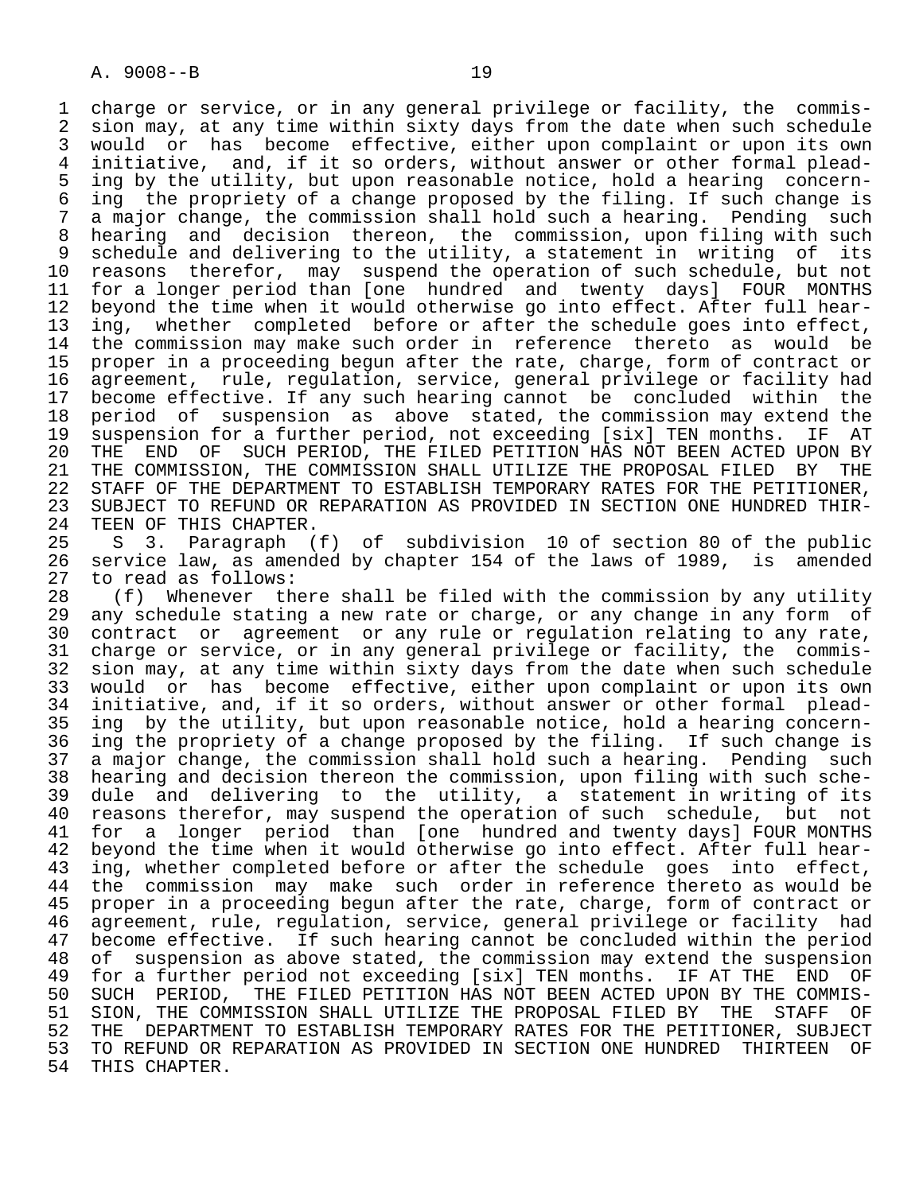charge or service, or in any general privilege or facility, the commission may, at any time within sixty days from the date when such schedule would or has become effective, either upon complaint or upon its own initiative, and, if it so orders, without answer or other formal pleading by the utility, but upon reasonable notice, hold a hearing concerning the propriety of a change proposed by the filing. If such change is a major change, the commission shall hold such a hearing. Pending such hearing and decision thereon, the commission, upon filing with such schedule and delivering to the utility, a statement in writing of its reasons therefor, may suspend the operation of such schedule, but not for a longer period than [one hundred and twenty days] FOUR MONTHS beyond the time when it would otherwise go into effect. After full hearing, whether completed before or after the schedule goes into effect, the commission may make such order in reference thereto as would be proper in a proceeding begun after the rate, charge, form of contract or agreement, rule, regulation, service, general privilege or facility had become effective. If any such hearing cannot be concluded within the period of suspension as above stated, the commission may extend the suspension for a further period, not exceeding [six] TEN months. IF AT THE END OF SUCH PERIOD, THE FILED PETITION HAS NOT BEEN ACTED UPON BY THE COMMISSION, THE COMMISSION SHALL UTILIZE THE PROPOSAL FILED BY THE STAFF OF THE DEPARTMENT TO ESTABLISH TEMPORARY RATES FOR THE PETITIONER, SUBJECT TO REFUND OR REPARATION AS PROVIDED IN SECTION ONE HUNDRED THIRTEEN OF THIS CHAPTER.

S 3. Paragraph (f) of subdivision 10 of section 80 of the public service law, as amended by chapter 154 of the laws of 1989, is amended to read as follows:

(f) Whenever there shall be filed with the commission by any utility any schedule stating a new rate or charge, or any change in any form of contract or agreement or any rule or regulation relating to any rate, charge or service, or in any general privilege or facility, the commission may, at any time within sixty days from the date when such schedule would or has become effective, either upon complaint or upon its own initiative, and, if it so orders, without answer or other formal pleading by the utility, but upon reasonable notice, hold a hearing concerning the propriety of a change proposed by the filing. If such change is a major change, the commission shall hold such a hearing. Pending such hearing and decision thereon the commission, upon filing with such schedule and delivering to the utility, a statement in writing of its reasons therefor, may suspend the operation of such schedule, but not for a longer period than [one hundred and twenty days] FOUR MONTHS beyond the time when it would otherwise go into effect. After full hearing, whether completed before or after the schedule goes into effect, the commission may make such order in reference thereto as would be proper in a proceeding begun after the rate, charge, form of contract or agreement, rule, regulation, service, general privilege or facility had become effective. If such hearing cannot be concluded within the period of suspension as above stated, the commission may extend the suspension for a further period not exceeding [six] TEN months. IF AT THE END OF SUCH PERIOD, THE FILED PETITION HAS NOT BEEN ACTED UPON BY THE COMMISSION, THE COMMISSION SHALL UTILIZE THE PROPOSAL FILED BY THE STAFF OF THE DEPARTMENT TO ESTABLISH TEMPORARY RATES FOR THE PETITIONER, SUBJECT TO REFUND OR REPARATION AS PROVIDED IN SECTION ONE HUNDRED THIRTEEN OF THIS CHAPTER.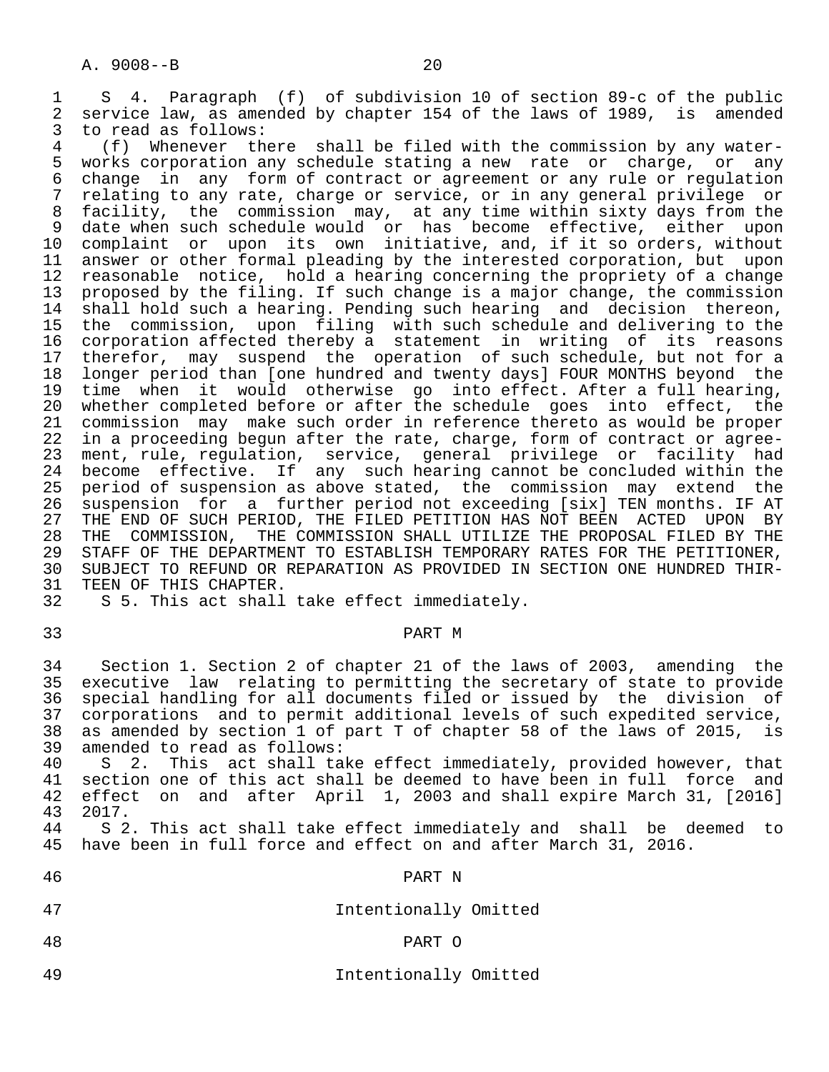S 4. Paragraph (f) of subdivision 10 of section 89-c of the public service law, as amended by chapter 154 of the laws of 1989, is amended to read as follows:

(f) Whenever there shall be filed with the commission by any water-works corporation any schedule stating a new rate or charge, or any change in any form of contract or agreement or any rule or regulation relating to any rate, charge or service, or in any general privilege or facility, the commission may, at any time within sixty days from the date when such schedule would or has become effective, either upon complaint or upon its own initiative, and, if it so orders, without answer or other formal pleading by the interested corporation, but upon reasonable notice, hold a hearing concerning the propriety of a change proposed by the filing. If such change is a major change, the commission shall hold such a hearing. Pending such hearing and decision thereon, the commission, upon filing with such schedule and delivering to the corporation affected thereby a statement in writing of its reasons therefor, may suspend the operation of such schedule, but not for a longer period than [one hundred and twenty days] FOUR MONTHS beyond the time when it would otherwise go into effect. After a full hearing, whether completed before or after the schedule goes into effect, the commission may make such order in reference thereto as would be proper in a proceeding begun after the rate, charge, form of contract or agreement, rule, regulation, service, general privilege or facility had become effective. If any such hearing cannot be concluded within the period of suspension as above stated, the commission may extend the suspension for a further period not exceeding [six] TEN months. IF AT THE END OF SUCH PERIOD, THE FILED PETITION HAS NOT BEEN ACTED UPON BY THE COMMISSION, THE COMMISSION SHALL UTILIZE THE PROPOSAL FILED BY THE STAFF OF THE DEPARTMENT TO ESTABLISH TEMPORARY RATES FOR THE PETITIONER, SUBJECT TO REFUND OR REPARATION AS PROVIDED IN SECTION ONE HUNDRED THIRTEEN OF THIS CHAPTER.

S 5. This act shall take effect immediately.

PART M

Section 1. Section 2 of chapter 21 of the laws of 2003, amending the executive law relating to permitting the secretary of state to provide special handling for all documents filed or issued by the division of corporations and to permit additional levels of such expedited service, as amended by section 1 of part T of chapter 58 of the laws of 2015, is amended to read as follows:

S 2. This act shall take effect immediately, provided however, that section one of this act shall be deemed to have been in full force and effect on and after April 1, 2003 and shall expire March 31, [2016] 2017.

S 2. This act shall take effect immediately and shall be deemed to have been in full force and effect on and after March 31, 2016.

PART N

Intentionally Omitted

PART O

Intentionally Omitted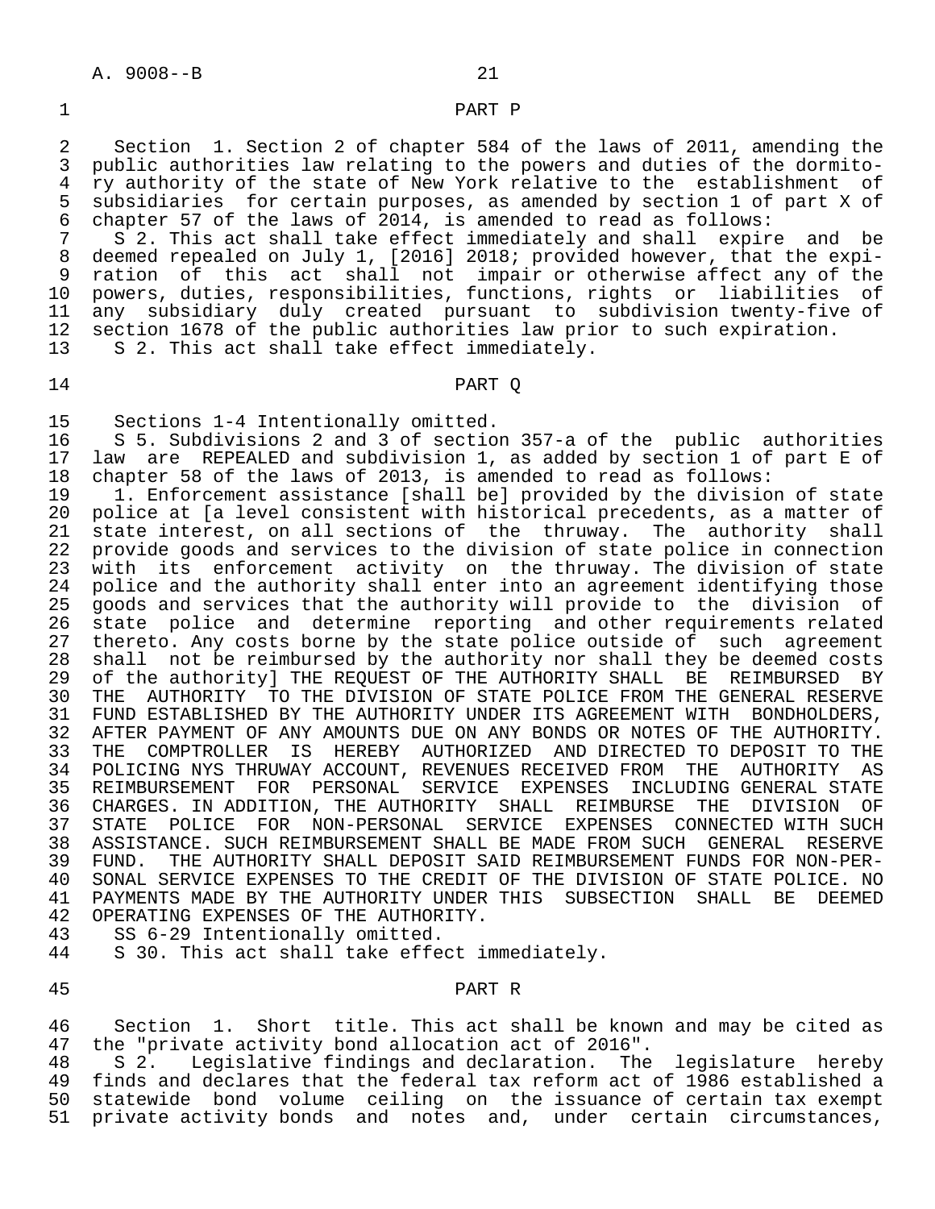## PART P

Section 1. Section 2 of chapter 584 of the laws of 2011, amending the public authorities law relating to the powers and duties of the dormitory authority of the state of New York relative to the establishment of subsidiaries for certain purposes, as amended by section 1 of part X of chapter 57 of the laws of 2014, is amended to read as follows:

S 2. This act shall take effect immediately and shall expire and be deemed repealed on July 1, [2016] 2018; provided however, that the expiration of this act shall not impair or otherwise affect any of the powers, duties, responsibilities, functions, rights or liabilities of any subsidiary duly created pursuant to subdivision twenty-five of section 1678 of the public authorities law prior to such expiration.

S 2. This act shall take effect immediately.

## PART Q

Sections 1-4 Intentionally omitted.

S 5. Subdivisions 2 and 3 of section 357-a of the public authorities law are REPEALED and subdivision 1, as added by section 1 of part E of chapter 58 of the laws of 2013, is amended to read as follows:

1. Enforcement assistance [shall be] provided by the division of state police at [a level consistent with historical precedents, as a matter of state interest, on all sections of the thruway. The authority shall provide goods and services to the division of state police in connection with its enforcement activity on the thruway. The division of state police and the authority shall enter into an agreement identifying those goods and services that the authority will provide to the division of state police and determine reporting and other requirements related thereto. Any costs borne by the state police outside of such agreement shall not be reimbursed by the authority nor shall they be deemed costs of the authority] THE REQUEST OF THE AUTHORITY SHALL BE REIMBURSED BY THE AUTHORITY TO THE DIVISION OF STATE POLICE FROM THE GENERAL RESERVE FUND ESTABLISHED BY THE AUTHORITY UNDER ITS AGREEMENT WITH BONDHOLDERS, AFTER PAYMENT OF ANY AMOUNTS DUE ON ANY BONDS OR NOTES OF THE AUTHORITY. THE COMPTROLLER IS HEREBY AUTHORIZED AND DIRECTED TO DEPOSIT TO THE POLICING NYS THRUWAY ACCOUNT, REVENUES RECEIVED FROM THE AUTHORITY AS REIMBURSEMENT FOR PERSONAL SERVICE EXPENSES INCLUDING GENERAL STATE CHARGES. IN ADDITION, THE AUTHORITY SHALL REIMBURSE THE DIVISION OF STATE POLICE FOR NON-PERSONAL SERVICE EXPENSES CONNECTED WITH SUCH ASSISTANCE. SUCH REIMBURSEMENT SHALL BE MADE FROM SUCH GENERAL RESERVE FUND. THE AUTHORITY SHALL DEPOSIT SAID REIMBURSEMENT FUNDS FOR NON-PERSONAL SERVICE EXPENSES TO THE CREDIT OF THE DIVISION OF STATE POLICE. NO PAYMENTS MADE BY THE AUTHORITY UNDER THIS SUBSECTION SHALL BE DEEMED OPERATING EXPENSES OF THE AUTHORITY.

SS 6-29 Intentionally omitted.

S 30. This act shall take effect immediately.

## PART R

Section 1. Short title. This act shall be known and may be cited as the "private activity bond allocation act of 2016".

S 2. Legislative findings and declaration. The legislature hereby finds and declares that the federal tax reform act of 1986 established a statewide bond volume ceiling on the issuance of certain tax exempt private activity bonds and notes and, under certain circumstances,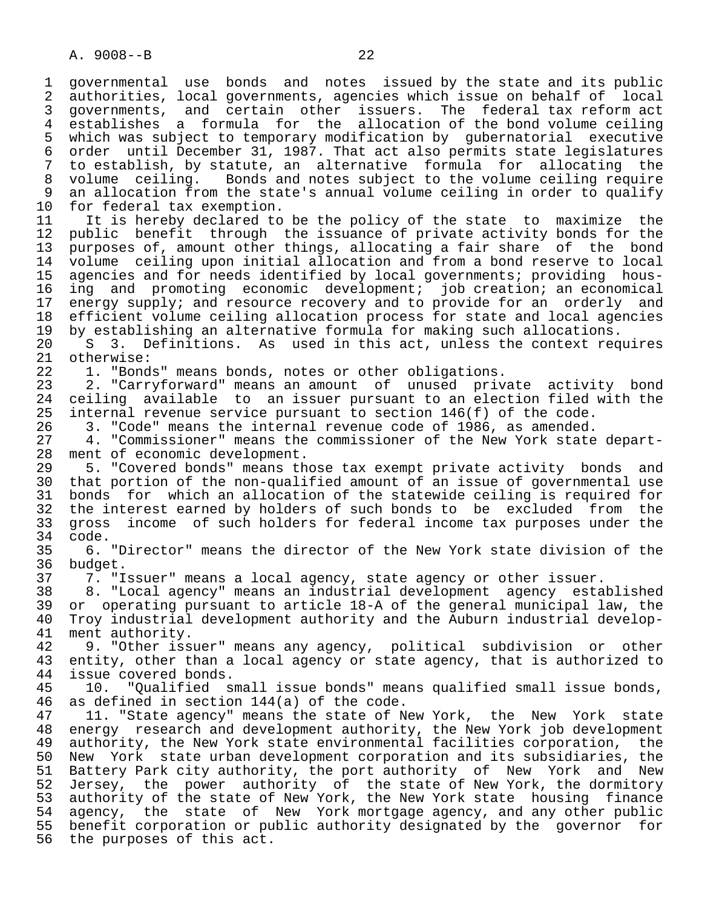governmental use bonds and notes issued by the state and its public authorities, local governments, agencies which issue on behalf of local governments, and certain other issuers. The federal tax reform act establishes a formula for the allocation of the bond volume ceiling which was subject to temporary modification by gubernatorial executive order until December 31, 1987. That act also permits state legislatures to establish, by statute, an alternative formula for allocating the volume ceiling. Bonds and notes subject to the volume ceiling require an allocation from the state's annual volume ceiling in order to qualify for federal tax exemption.

It is hereby declared to be the policy of the state to maximize the public benefit through the issuance of private activity bonds for the purposes of, amount other things, allocating a fair share of the bond volume ceiling upon initial allocation and from a bond reserve to local agencies and for needs identified by local governments; providing housing and promoting economic development; job creation; an economical energy supply; and resource recovery and to provide for an orderly and efficient volume ceiling allocation process for state and local agencies by establishing an alternative formula for making such allocations.

S 3. Definitions. As used in this act, unless the context requires otherwise:

1. "Bonds" means bonds, notes or other obligations.

2. "Carryforward" means an amount of unused private activity bond ceiling available to an issuer pursuant to an election filed with the internal revenue service pursuant to section 146(f) of the code.

3. "Code" means the internal revenue code of 1986, as amended.

4. "Commissioner" means the commissioner of the New York state department of economic development.

5. "Covered bonds" means those tax exempt private activity bonds and that portion of the non-qualified amount of an issue of governmental use bonds for which an allocation of the statewide ceiling is required for the interest earned by holders of such bonds to be excluded from the gross income of such holders for federal income tax purposes under the code.

6. "Director" means the director of the New York state division of the budget.

7. "Issuer" means a local agency, state agency or other issuer.

8. "Local agency" means an industrial development agency established or operating pursuant to article 18-A of the general municipal law, the Troy industrial development authority and the Auburn industrial development authority.

9. "Other issuer" means any agency, political subdivision or other entity, other than a local agency or state agency, that is authorized to issue covered bonds.

10. "Qualified small issue bonds" means qualified small issue bonds, as defined in section 144(a) of the code.

11. "State agency" means the state of New York, the New York state energy research and development authority, the New York job development authority, the New York state environmental facilities corporation, the New York state urban development corporation and its subsidiaries, the Battery Park city authority, the port authority of New York and New Jersey, the power authority of the state of New York, the dormitory authority of the state of New York, the New York state housing finance agency, the state of New York mortgage agency, and any other public benefit corporation or public authority designated by the governor for the purposes of this act.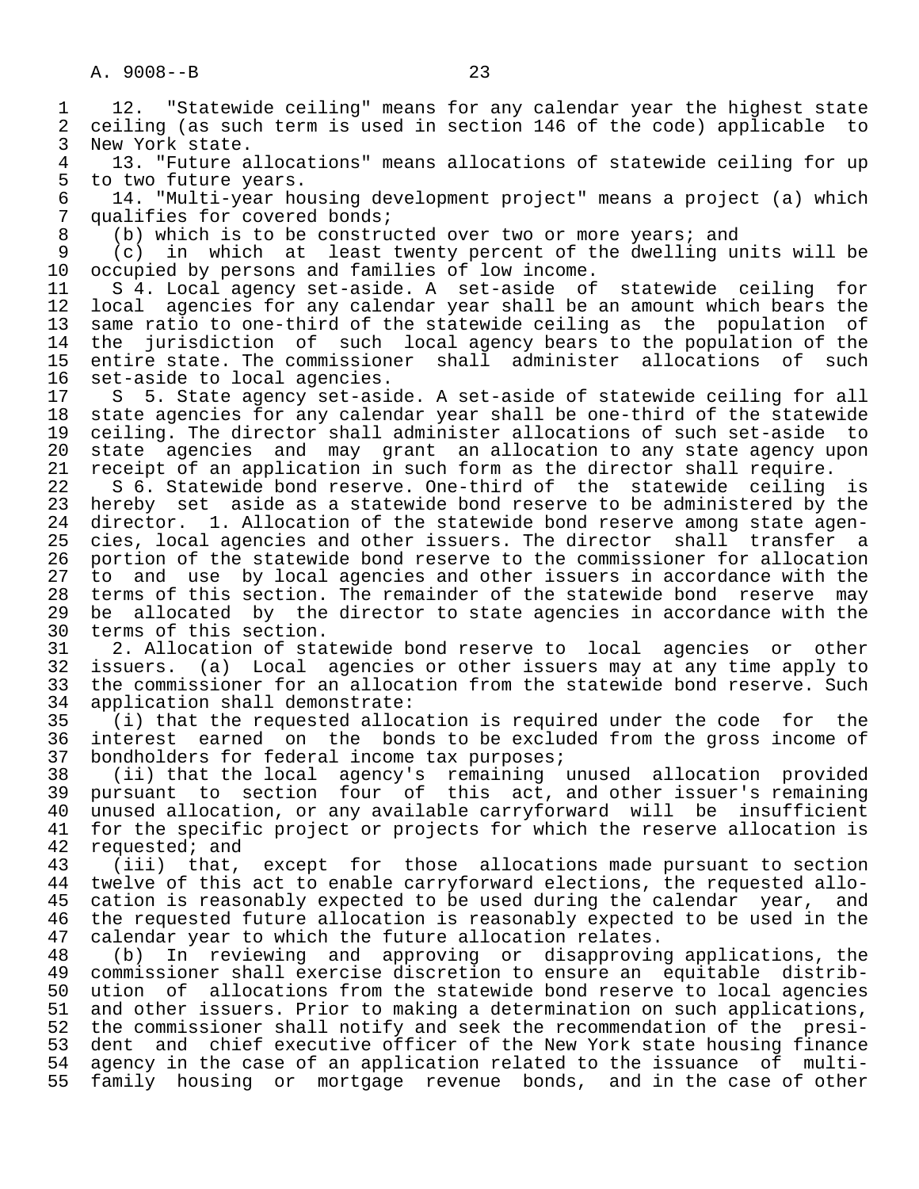12. "Statewide ceiling" means for any calendar year the highest state ceiling (as such term is used in section 146 of the code) applicable to New York state.

13. "Future allocations" means allocations of statewide ceiling for up to two future years.

14. "Multi-year housing development project" means a project (a) which qualifies for covered bonds;

(b) which is to be constructed over two or more years; and

(c) in which at least twenty percent of the dwelling units will be occupied by persons and families of low income.

S 4. Local agency set-aside. A set-aside of statewide ceiling for local agencies for any calendar year shall be an amount which bears the same ratio to one-third of the statewide ceiling as the population of the jurisdiction of such local agency bears to the population of the entire state. The commissioner shall administer allocations of such set-aside to local agencies.

S 5. State agency set-aside. A set-aside of statewide ceiling for all state agencies for any calendar year shall be one-third of the statewide ceiling. The director shall administer allocations of such set-aside to state agencies and may grant an allocation to any state agency upon receipt of an application in such form as the director shall require.

S 6. Statewide bond reserve. One-third of the statewide ceiling is hereby set aside as a statewide bond reserve to be administered by the director. 1. Allocation of the statewide bond reserve among state agencies, local agencies and other issuers. The director shall transfer a portion of the statewide bond reserve to the commissioner for allocation to and use by local agencies and other issuers in accordance with the terms of this section. The remainder of the statewide bond reserve may be allocated by the director to state agencies in accordance with the terms of this section.

2. Allocation of statewide bond reserve to local agencies or other issuers. (a) Local agencies or other issuers may at any time apply to the commissioner for an allocation from the statewide bond reserve. Such application shall demonstrate:

(i) that the requested allocation is required under the code for the interest earned on the bonds to be excluded from the gross income of bondholders for federal income tax purposes;

(ii) that the local agency's remaining unused allocation provided pursuant to section four of this act, and other issuer's remaining unused allocation, or any available carryforward will be insufficient for the specific project or projects for which the reserve allocation is requested; and

(iii) that, except for those allocations made pursuant to section twelve of this act to enable carryforward elections, the requested allocation is reasonably expected to be used during the calendar year, and the requested future allocation is reasonably expected to be used in the calendar year to which the future allocation relates.

(b) In reviewing and approving or disapproving applications, the commissioner shall exercise discretion to ensure an equitable distribution of allocations from the statewide bond reserve to local agencies and other issuers. Prior to making a determination on such applications, the commissioner shall notify and seek the recommendation of the president and chief executive officer of the New York state housing finance agency in the case of an application related to the issuance of multi-family housing or mortgage revenue bonds, and in the case of other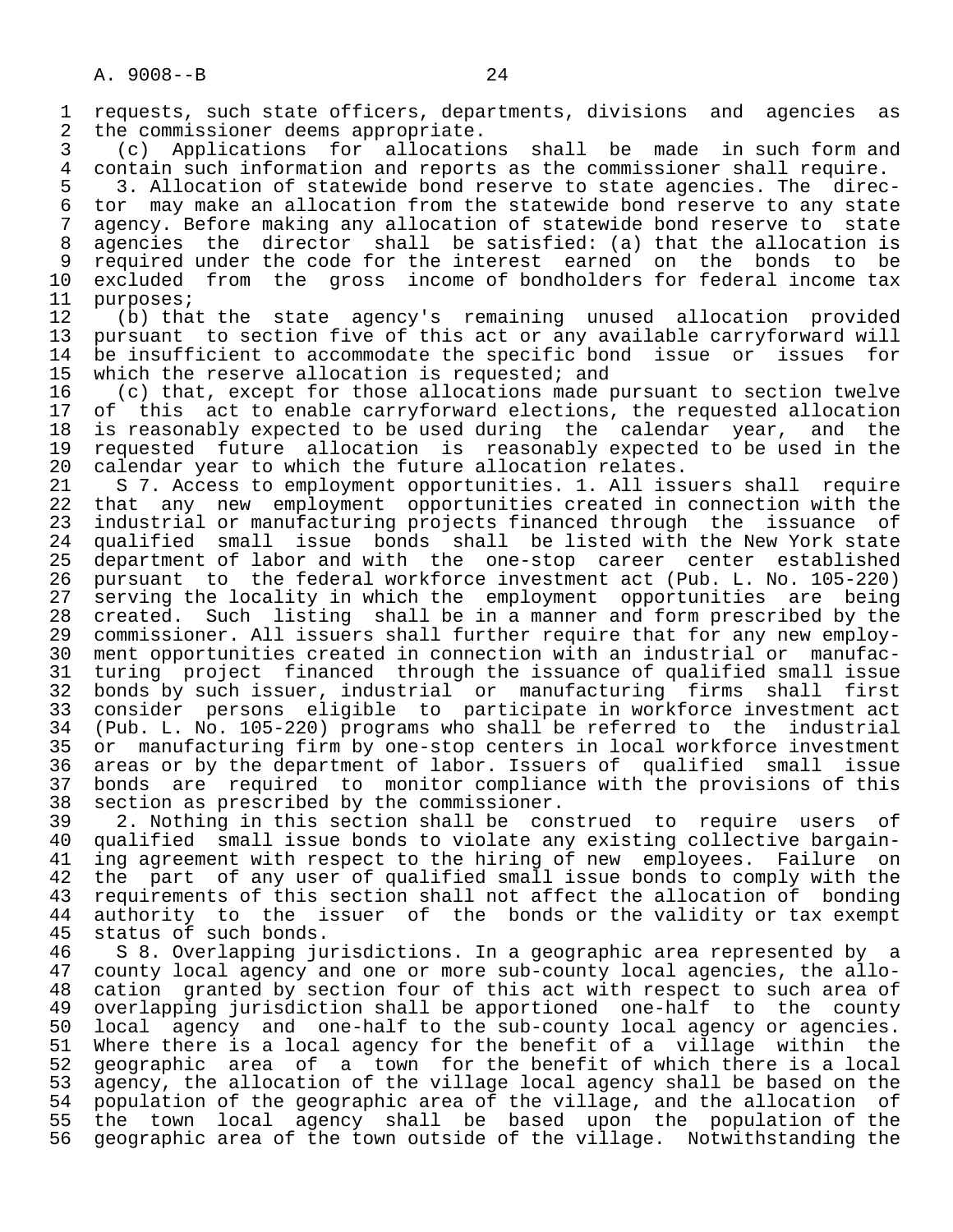requests, such state officers, departments, divisions and agencies as the commissioner deems appropriate.

(c) Applications for allocations shall be made in such form and contain such information and reports as the commissioner shall require.

3. Allocation of statewide bond reserve to state agencies. The director may make an allocation from the statewide bond reserve to any state agency. Before making any allocation of statewide bond reserve to state agencies the director shall be satisfied: (a) that the allocation is required under the code for the interest earned on the bonds to be excluded from the gross income of bondholders for federal income tax purposes;

(b) that the state agency's remaining unused allocation provided pursuant to section five of this act or any available carryforward will be insufficient to accommodate the specific bond issue or issues for which the reserve allocation is requested; and

(c) that, except for those allocations made pursuant to section twelve of this act to enable carryforward elections, the requested allocation is reasonably expected to be used during the calendar year, and the requested future allocation is reasonably expected to be used in the calendar year to which the future allocation relates.

S 7. Access to employment opportunities. 1. All issuers shall require that any new employment opportunities created in connection with the industrial or manufacturing projects financed through the issuance of qualified small issue bonds shall be listed with the New York state department of labor and with the one-stop career center established pursuant to the federal workforce investment act (Pub. L. No. 105-220) serving the locality in which the employment opportunities are being created. Such listing shall be in a manner and form prescribed by the commissioner. All issuers shall further require that for any new employment opportunities created in connection with an industrial or manufacturing project financed through the issuance of qualified small issue bonds by such issuer, industrial or manufacturing firms shall first consider persons eligible to participate in workforce investment act (Pub. L. No. 105-220) programs who shall be referred to the industrial or manufacturing firm by one-stop centers in local workforce investment areas or by the department of labor. Issuers of qualified small issue bonds are required to monitor compliance with the provisions of this section as prescribed by the commissioner.

2. Nothing in this section shall be construed to require users of qualified small issue bonds to violate any existing collective bargaining agreement with respect to the hiring of new employees. Failure on the part of any user of qualified small issue bonds to comply with the requirements of this section shall not affect the allocation of bonding authority to the issuer of the bonds or the validity or tax exempt status of such bonds.

S 8. Overlapping jurisdictions. In a geographic area represented by a county local agency and one or more sub-county local agencies, the allocation granted by section four of this act with respect to such area of overlapping jurisdiction shall be apportioned one-half to the county local agency and one-half to the sub-county local agency or agencies. Where there is a local agency for the benefit of a village within the geographic area of a town for the benefit of which there is a local agency, the allocation of the village local agency shall be based on the population of the geographic area of the village, and the allocation of the town local agency shall be based upon the population of the geographic area of the town outside of the village. Notwithstanding the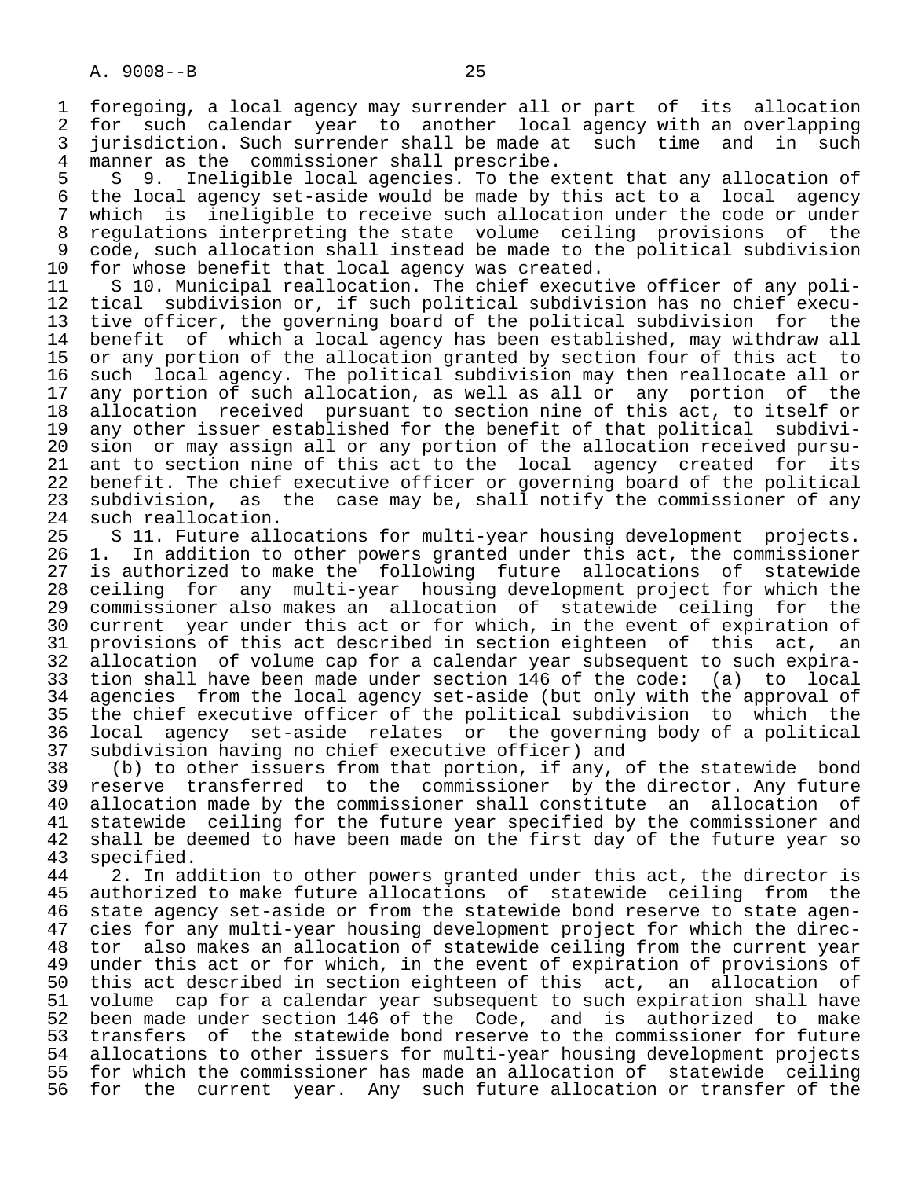foregoing, a local agency may surrender all or part of its allocation for such calendar year to another local agency with an overlapping jurisdiction. Such surrender shall be made at such time and in such manner as the commissioner shall prescribe.

S 9. Ineligible local agencies. To the extent that any allocation of the local agency set-aside would be made by this act to a local agency which is ineligible to receive such allocation under the code or under regulations interpreting the state volume ceiling provisions of the code, such allocation shall instead be made to the political subdivision for whose benefit that local agency was created.

S 10. Municipal reallocation. The chief executive officer of any political subdivision or, if such political subdivision has no chief executive officer, the governing board of the political subdivision for the benefit of which a local agency has been established, may withdraw all or any portion of the allocation granted by section four of this act to such local agency. The political subdivision may then reallocate all or any portion of such allocation, as well as all or any portion of the allocation received pursuant to section nine of this act, to itself or any other issuer established for the benefit of that political subdivision or may assign all or any portion of the allocation received pursuant to section nine of this act to the local agency created for its benefit. The chief executive officer or governing board of the political subdivision, as the case may be, shall notify the commissioner of any such reallocation.

S 11. Future allocations for multi-year housing development projects. 1. In addition to other powers granted under this act, the commissioner is authorized to make the following future allocations of statewide ceiling for any multi-year housing development project for which the commissioner also makes an allocation of statewide ceiling for the current year under this act or for which, in the event of expiration of provisions of this act described in section eighteen of this act, an allocation of volume cap for a calendar year subsequent to such expiration shall have been made under section 146 of the code: (a) to local agencies from the local agency set-aside (but only with the approval of the chief executive officer of the political subdivision to which the local agency set-aside relates or the governing body of a political subdivision having no chief executive officer) and

(b) to other issuers from that portion, if any, of the statewide bond reserve transferred to the commissioner by the director. Any future allocation made by the commissioner shall constitute an allocation of statewide ceiling for the future year specified by the commissioner and shall be deemed to have been made on the first day of the future year so specified.

2. In addition to other powers granted under this act, the director is authorized to make future allocations of statewide ceiling from the state agency set-aside or from the statewide bond reserve to state agencies for any multi-year housing development project for which the director also makes an allocation of statewide ceiling from the current year under this act or for which, in the event of expiration of provisions of this act described in section eighteen of this act, an allocation of volume cap for a calendar year subsequent to such expiration shall have been made under section 146 of the Code, and is authorized to make transfers of the statewide bond reserve to the commissioner for future allocations to other issuers for multi-year housing development projects for which the commissioner has made an allocation of statewide ceiling for the current year. Any such future allocation or transfer of the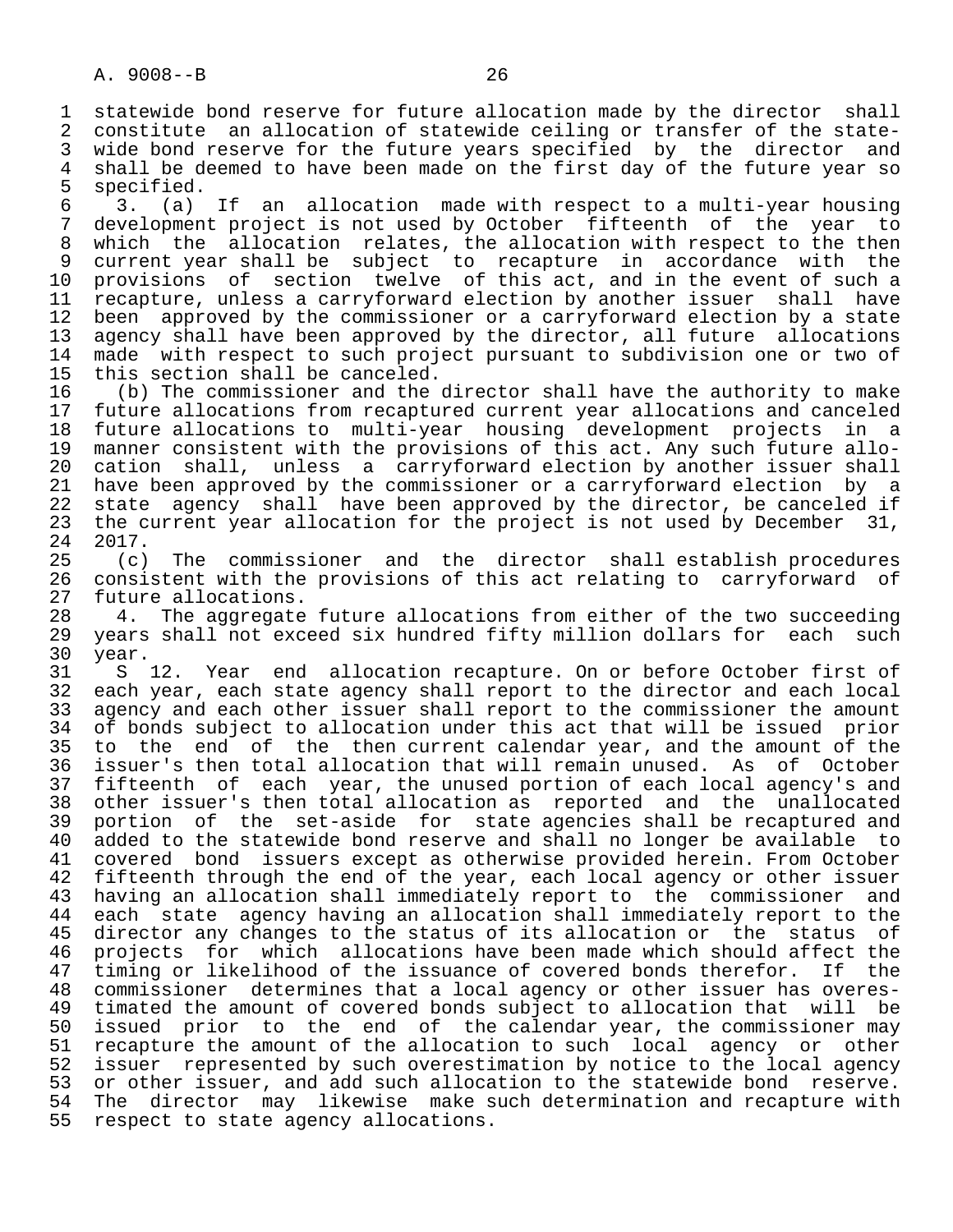statewide bond reserve for future allocation made by the director shall constitute an allocation of statewide ceiling or transfer of the statewide bond reserve for the future years specified by the director and shall be deemed to have been made on the first day of the future year so specified.

3. (a) If an allocation made with respect to a multi-year housing development project is not used by October fifteenth of the year to which the allocation relates, the allocation with respect to the then current year shall be subject to recapture in accordance with the provisions of section twelve of this act, and in the event of such a recapture, unless a carryforward election by another issuer shall have been approved by the commissioner or a carryforward election by a state agency shall have been approved by the director, all future allocations made with respect to such project pursuant to subdivision one or two of this section shall be canceled.

(b) The commissioner and the director shall have the authority to make future allocations from recaptured current year allocations and canceled future allocations to multi-year housing development projects in a manner consistent with the provisions of this act. Any such future allocation shall, unless a carryforward election by another issuer shall have been approved by the commissioner or a carryforward election by a state agency shall have been approved by the director, be canceled if the current year allocation for the project is not used by December 31, 2017.

(c) The commissioner and the director shall establish procedures consistent with the provisions of this act relating to carryforward of future allocations.

4. The aggregate future allocations from either of the two succeeding years shall not exceed six hundred fifty million dollars for each such year.

S 12. Year end allocation recapture. On or before October first of each year, each state agency shall report to the director and each local agency and each other issuer shall report to the commissioner the amount of bonds subject to allocation under this act that will be issued prior to the end of the then current calendar year, and the amount of the issuer's then total allocation that will remain unused. As of October fifteenth of each year, the unused portion of each local agency's and other issuer's then total allocation as reported and the unallocated portion of the set-aside for state agencies shall be recaptured and added to the statewide bond reserve and shall no longer be available to covered bond issuers except as otherwise provided herein. From October fifteenth through the end of the year, each local agency or other issuer having an allocation shall immediately report to the commissioner and each state agency having an allocation shall immediately report to the director any changes to the status of its allocation or the status of projects for which allocations have been made which should affect the timing or likelihood of the issuance of covered bonds therefor. If the commissioner determines that a local agency or other issuer has overestimated the amount of covered bonds subject to allocation that will be issued prior to the end of the calendar year, the commissioner may recapture the amount of the allocation to such local agency or other issuer represented by such overestimation by notice to the local agency or other issuer, and add such allocation to the statewide bond reserve. The director may likewise make such determination and recapture with respect to state agency allocations.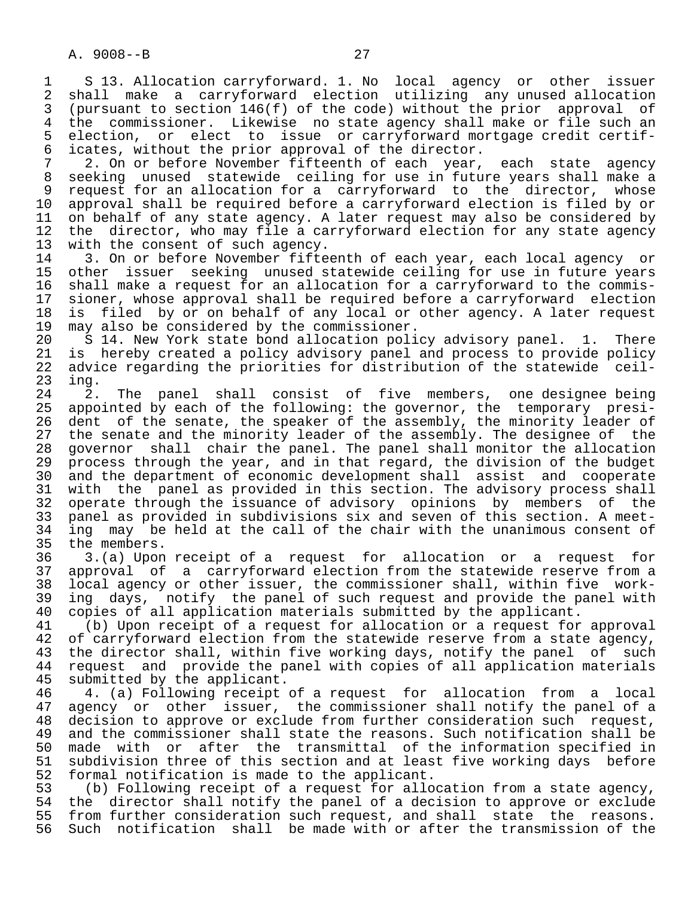S 13. Allocation carryforward. 1. No local agency or other issuer shall make a carryforward election utilizing any unused allocation (pursuant to section 146(f) of the code) without the prior approval of the commissioner. Likewise no state agency shall make or file such an election, or elect to issue or carryforward mortgage credit certificates, without the prior approval of the director.

2. On or before November fifteenth of each year, each state agency seeking unused statewide ceiling for use in future years shall make a request for an allocation for a carryforward to the director, whose approval shall be required before a carryforward election is filed by or on behalf of any state agency. A later request may also be considered by the director, who may file a carryforward election for any state agency with the consent of such agency.

3. On or before November fifteenth of each year, each local agency or other issuer seeking unused statewide ceiling for use in future years shall make a request for an allocation for a carryforward to the commissioner, whose approval shall be required before a carryforward election is filed by or on behalf of any local or other agency. A later request may also be considered by the commissioner.

S 14. New York state bond allocation policy advisory panel. 1. There is hereby created a policy advisory panel and process to provide policy advice regarding the priorities for distribution of the statewide ceiling.

2. The panel shall consist of five members, one designee being appointed by each of the following: the governor, the temporary president of the senate, the speaker of the assembly, the minority leader of the senate and the minority leader of the assembly. The designee of the governor shall chair the panel. The panel shall monitor the allocation process through the year, and in that regard, the division of the budget and the department of economic development shall assist and cooperate with the panel as provided in this section. The advisory process shall operate through the issuance of advisory opinions by members of the panel as provided in subdivisions six and seven of this section. A meeting may be held at the call of the chair with the unanimous consent of the members.

3.(a) Upon receipt of a request for allocation or a request for approval of a carryforward election from the statewide reserve from a local agency or other issuer, the commissioner shall, within five working days, notify the panel of such request and provide the panel with copies of all application materials submitted by the applicant.

(b) Upon receipt of a request for allocation or a request for approval of carryforward election from the statewide reserve from a state agency, the director shall, within five working days, notify the panel of such request and provide the panel with copies of all application materials submitted by the applicant.

4. (a) Following receipt of a request for allocation from a local agency or other issuer, the commissioner shall notify the panel of a decision to approve or exclude from further consideration such request, and the commissioner shall state the reasons. Such notification shall be made with or after the transmittal of the information specified in subdivision three of this section and at least five working days before formal notification is made to the applicant.

(b) Following receipt of a request for allocation from a state agency, the director shall notify the panel of a decision to approve or exclude from further consideration such request, and shall state the reasons. Such notification shall be made with or after the transmission of the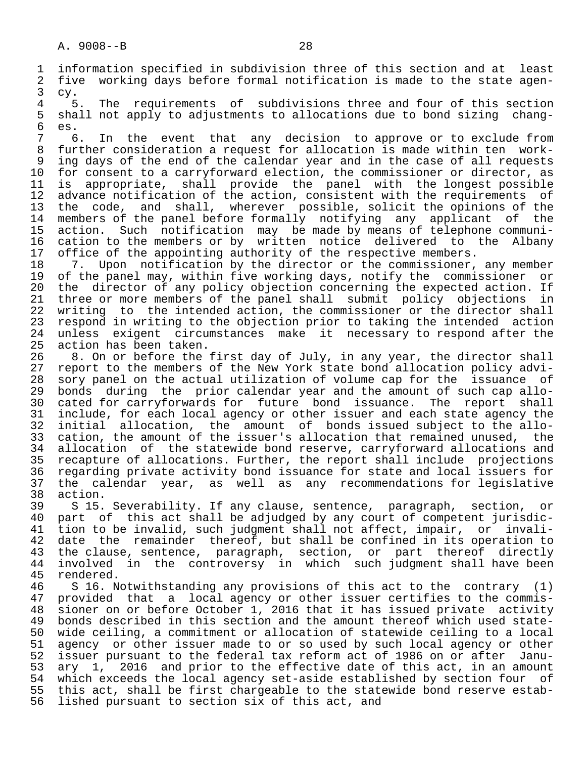information specified in subdivision three of this section and at least five working days before formal notification is made to the state agency.

5. The requirements of subdivisions three and four of this section shall not apply to adjustments to allocations due to bond sizing changes.

6. In the event that any decision to approve or to exclude from further consideration a request for allocation is made within ten working days of the end of the calendar year and in the case of all requests for consent to a carryforward election, the commissioner or director, as is appropriate, shall provide the panel with the longest possible advance notification of the action, consistent with the requirements of the code, and shall, wherever possible, solicit the opinions of the members of the panel before formally notifying any applicant of the action. Such notification may be made by means of telephone communication to the members or by written notice delivered to the Albany office of the appointing authority of the respective members.

7. Upon notification by the director or the commissioner, any member of the panel may, within five working days, notify the commissioner or the director of any policy objection concerning the expected action. If three or more members of the panel shall submit policy objections in writing to the intended action, the commissioner or the director shall respond in writing to the objection prior to taking the intended action unless exigent circumstances make it necessary to respond after the action has been taken.

8. On or before the first day of July, in any year, the director shall report to the members of the New York state bond allocation policy advisory panel on the actual utilization of volume cap for the issuance of bonds during the prior calendar year and the amount of such cap allocated for carryforwards for future bond issuance. The report shall include, for each local agency or other issuer and each state agency the initial allocation, the amount of bonds issued subject to the allocation, the amount of the issuer's allocation that remained unused, the allocation of the statewide bond reserve, carryforward allocations and recapture of allocations. Further, the report shall include projections regarding private activity bond issuance for state and local issuers for the calendar year, as well as any recommendations for legislative action.

S 15. Severability. If any clause, sentence, paragraph, section, or part of this act shall be adjudged by any court of competent jurisdiction to be invalid, such judgment shall not affect, impair, or invalidate the remainder thereof, but shall be confined in its operation to the clause, sentence, paragraph, section, or part thereof directly involved in the controversy in which such judgment shall have been rendered.

S 16. Notwithstanding any provisions of this act to the contrary (1) provided that a local agency or other issuer certifies to the commissioner on or before October 1, 2016 that it has issued private activity bonds described in this section and the amount thereof which used statewide ceiling, a commitment or allocation of statewide ceiling to a local agency or other issuer made to or so used by such local agency or other issuer pursuant to the federal tax reform act of 1986 on or after January 1, 2016 and prior to the effective date of this act, in an amount which exceeds the local agency set-aside established by section four of this act, shall be first chargeable to the statewide bond reserve established pursuant to section six of this act, and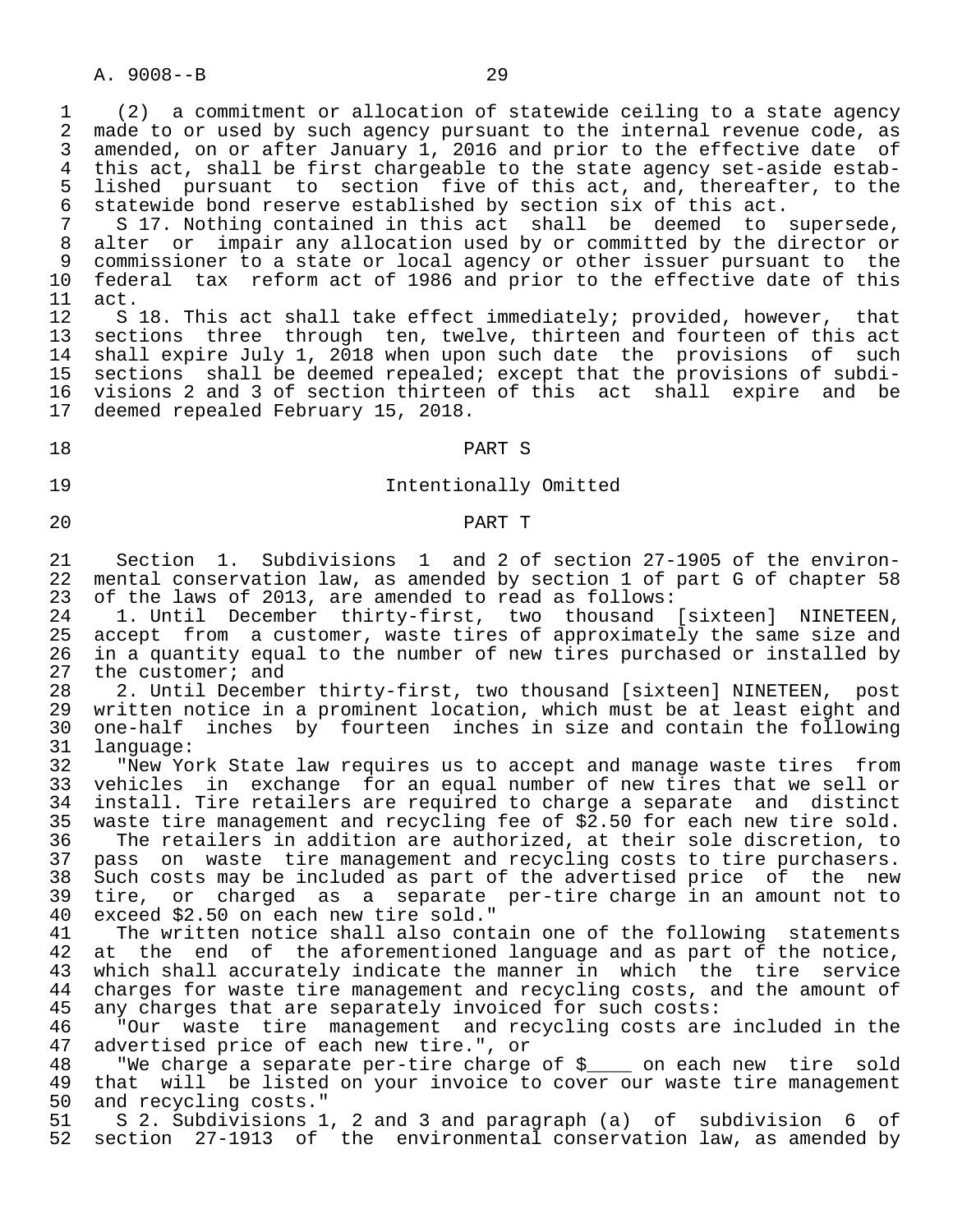(2) a commitment or allocation of statewide ceiling to a state agency made to or used by such agency pursuant to the internal revenue code, as amended, on or after January 1, 2016 and prior to the effective date of this act, shall be first chargeable to the state agency set-aside established pursuant to section five of this act, and, thereafter, to the statewide bond reserve established by section six of this act.

S 17. Nothing contained in this act shall be deemed to supersede, alter or impair any allocation used by or committed by the director or commissioner to a state or local agency or other issuer pursuant to the federal tax reform act of 1986 and prior to the effective date of this act.

S 18. This act shall take effect immediately; provided, however, that sections three through ten, twelve, thirteen and fourteen of this act shall expire July 1, 2018 when upon such date the provisions of such sections shall be deemed repealed; except that the provisions of subdivisions 2 and 3 of section thirteen of this act shall expire and be deemed repealed February 15, 2018.

PART S

Intentionally Omitted

PART T

Section 1. Subdivisions 1 and 2 of section 27-1905 of the environmental conservation law, as amended by section 1 of part G of chapter 58 of the laws of 2013, are amended to read as follows:

1. Until December thirty-first, two thousand [sixteen] NINETEEN, accept from a customer, waste tires of approximately the same size and in a quantity equal to the number of new tires purchased or installed by the customer; and

2. Until December thirty-first, two thousand [sixteen] NINETEEN, post written notice in a prominent location, which must be at least eight and one-half inches by fourteen inches in size and contain the following language:

"New York State law requires us to accept and manage waste tires from vehicles in exchange for an equal number of new tires that we sell or install. Tire retailers are required to charge a separate and distinct waste tire management and recycling fee of $2.50 for each new tire sold.

The retailers in addition are authorized, at their sole discretion, to pass on waste tire management and recycling costs to tire purchasers. Such costs may be included as part of the advertised price of the new tire, or charged as a separate per-tire charge in an amount not to exceed $2.50 on each new tire sold."

The written notice shall also contain one of the following statements at the end of the aforementioned language and as part of the notice, which shall accurately indicate the manner in which the tire service charges for waste tire management and recycling costs, and the amount of any charges that are separately invoiced for such costs:

"Our waste tire management and recycling costs are included in the advertised price of each new tire.", or

"We charge a separate per-tire charge of $____ on each new tire sold that will be listed on your invoice to cover our waste tire management and recycling costs."

S 2. Subdivisions 1, 2 and 3 and paragraph (a) of subdivision 6 of section 27-1913 of the environmental conservation law, as amended by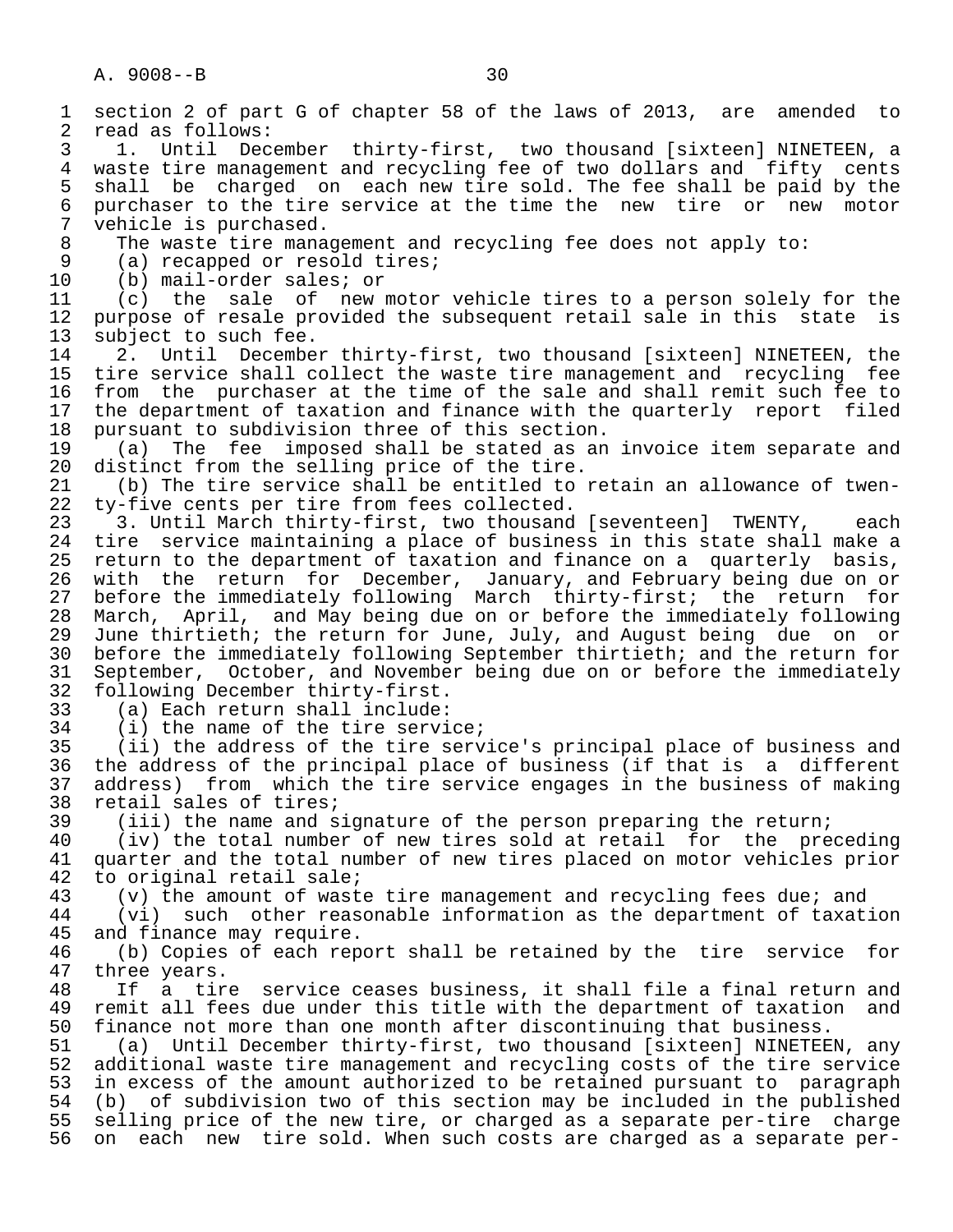section 2 of part G of chapter 58 of the laws of 2013, are amended to read as follows:

1. Until December thirty-first, two thousand [sixteen] NINETEEN, a waste tire management and recycling fee of two dollars and fifty cents shall be charged on each new tire sold. The fee shall be paid by the purchaser to the tire service at the time the new tire or new motor vehicle is purchased.

The waste tire management and recycling fee does not apply to:

(a) recapped or resold tires;

(b) mail-order sales; or

(c) the sale of new motor vehicle tires to a person solely for the purpose of resale provided the subsequent retail sale in this state is subject to such fee.

2. Until December thirty-first, two thousand [sixteen] NINETEEN, the tire service shall collect the waste tire management and recycling fee from the purchaser at the time of the sale and shall remit such fee to the department of taxation and finance with the quarterly report filed pursuant to subdivision three of this section.

(a) The fee imposed shall be stated as an invoice item separate and distinct from the selling price of the tire.

(b) The tire service shall be entitled to retain an allowance of twenty-five cents per tire from fees collected.

3. Until March thirty-first, two thousand [seventeen] TWENTY, each tire service maintaining a place of business in this state shall make a return to the department of taxation and finance on a quarterly basis, with the return for December, January, and February being due on or before the immediately following March thirty-first; the return for March, April, and May being due on or before the immediately following June thirtieth; the return for June, July, and August being due on or before the immediately following September thirtieth; and the return for September, October, and November being due on or before the immediately following December thirty-first.

(a) Each return shall include:

(i) the name of the tire service;

(ii) the address of the tire service's principal place of business and the address of the principal place of business (if that is a different address) from which the tire service engages in the business of making retail sales of tires;

(iii) the name and signature of the person preparing the return;

(iv) the total number of new tires sold at retail for the preceding quarter and the total number of new tires placed on motor vehicles prior to original retail sale;

(v) the amount of waste tire management and recycling fees due; and

(vi) such other reasonable information as the department of taxation and finance may require.

(b) Copies of each report shall be retained by the tire service for three years.

If a tire service ceases business, it shall file a final return and remit all fees due under this title with the department of taxation and finance not more than one month after discontinuing that business.

(a) Until December thirty-first, two thousand [sixteen] NINETEEN, any additional waste tire management and recycling costs of the tire service in excess of the amount authorized to be retained pursuant to paragraph (b) of subdivision two of this section may be included in the published selling price of the new tire, or charged as a separate per-tire charge on each new tire sold. When such costs are charged as a separate per-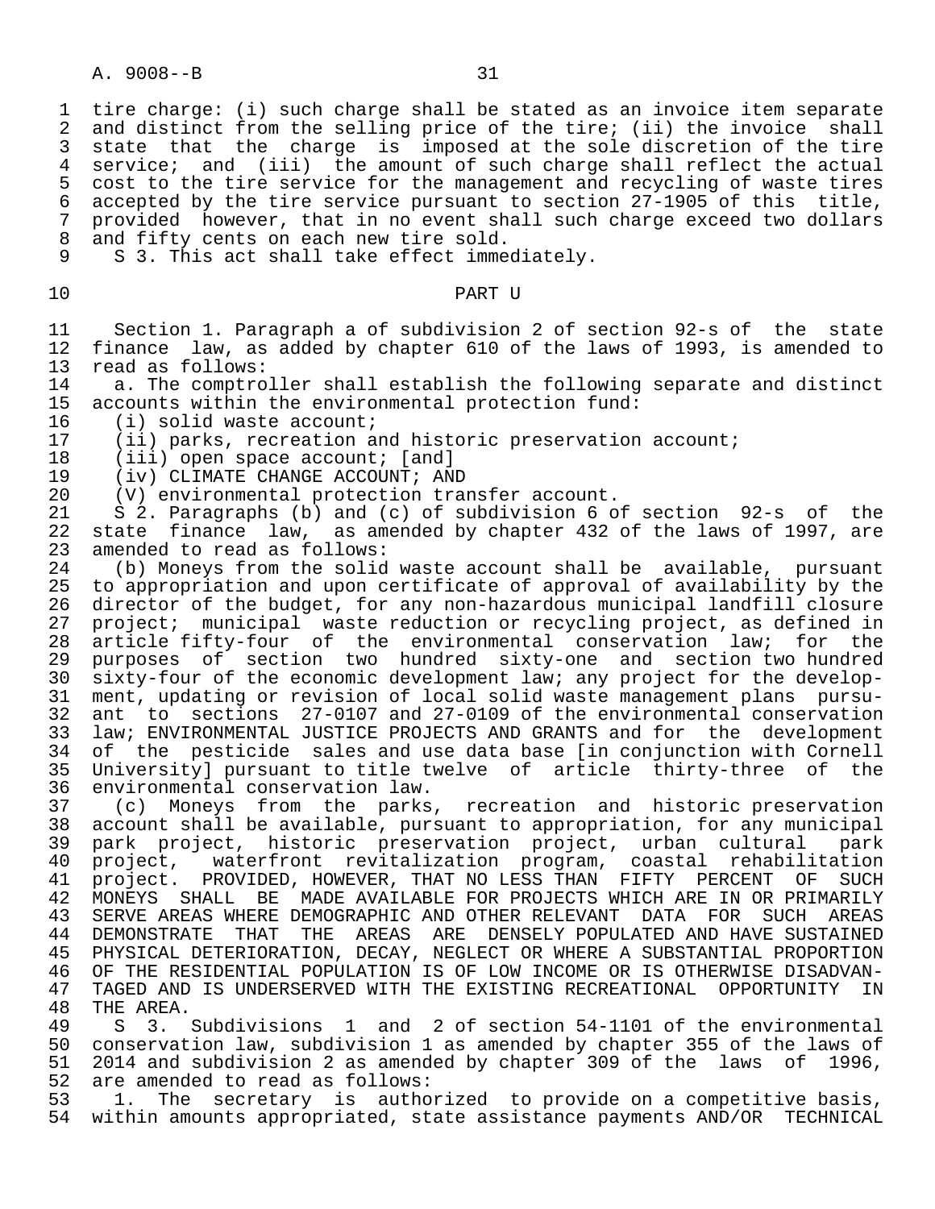tire charge: (i) such charge shall be stated as an invoice item separate and distinct from the selling price of the tire; (ii) the invoice shall state that the charge is imposed at the sole discretion of the tire service; and (iii) the amount of such charge shall reflect the actual cost to the tire service for the management and recycling of waste tires accepted by the tire service pursuant to section 27-1905 of this title, provided however, that in no event shall such charge exceed two dollars and fifty cents on each new tire sold.

S 3. This act shall take effect immediately.

PART U

Section 1. Paragraph a of subdivision 2 of section 92-s of the state finance law, as added by chapter 610 of the laws of 1993, is amended to read as follows:

a. The comptroller shall establish the following separate and distinct accounts within the environmental protection fund:

(i) solid waste account;

(ii) parks, recreation and historic preservation account;

(iii) open space account; [and]

(iv) CLIMATE CHANGE ACCOUNT; AND

(V) environmental protection transfer account.

S 2. Paragraphs (b) and (c) of subdivision 6 of section 92-s of the state finance law, as amended by chapter 432 of the laws of 1997, are amended to read as follows:

(b) Moneys from the solid waste account shall be available, pursuant to appropriation and upon certificate of approval of availability by the director of the budget, for any non-hazardous municipal landfill closure project; municipal waste reduction or recycling project, as defined in article fifty-four of the environmental conservation law; for the purposes of section two hundred sixty-one and section two hundred sixty-four of the economic development law; any project for the development, updating or revision of local solid waste management plans pursuant to sections 27-0107 and 27-0109 of the environmental conservation law; ENVIRONMENTAL JUSTICE PROJECTS AND GRANTS and for the development of the pesticide sales and use data base [in conjunction with Cornell University] pursuant to title twelve of article thirty-three of the environmental conservation law.

(c) Moneys from the parks, recreation and historic preservation account shall be available, pursuant to appropriation, for any municipal park project, historic preservation project, urban cultural park project, waterfront revitalization program, coastal rehabilitation project. PROVIDED, HOWEVER, THAT NO LESS THAN FIFTY PERCENT OF SUCH MONEYS SHALL BE MADE AVAILABLE FOR PROJECTS WHICH ARE IN OR PRIMARILY SERVE AREAS WHERE DEMOGRAPHIC AND OTHER RELEVANT DATA FOR SUCH AREAS DEMONSTRATE THAT THE AREAS ARE DENSELY POPULATED AND HAVE SUSTAINED PHYSICAL DETERIORATION, DECAY, NEGLECT OR WHERE A SUBSTANTIAL PROPORTION OF THE RESIDENTIAL POPULATION IS OF LOW INCOME OR IS OTHERWISE DISADVANTAGED AND IS UNDERSERVED WITH THE EXISTING RECREATIONAL OPPORTUNITY IN THE AREA.

S 3. Subdivisions 1 and 2 of section 54-1101 of the environmental conservation law, subdivision 1 as amended by chapter 355 of the laws of 2014 and subdivision 2 as amended by chapter 309 of the laws of 1996, are amended to read as follows:

1. The secretary is authorized to provide on a competitive basis, within amounts appropriated, state assistance payments AND/OR TECHNICAL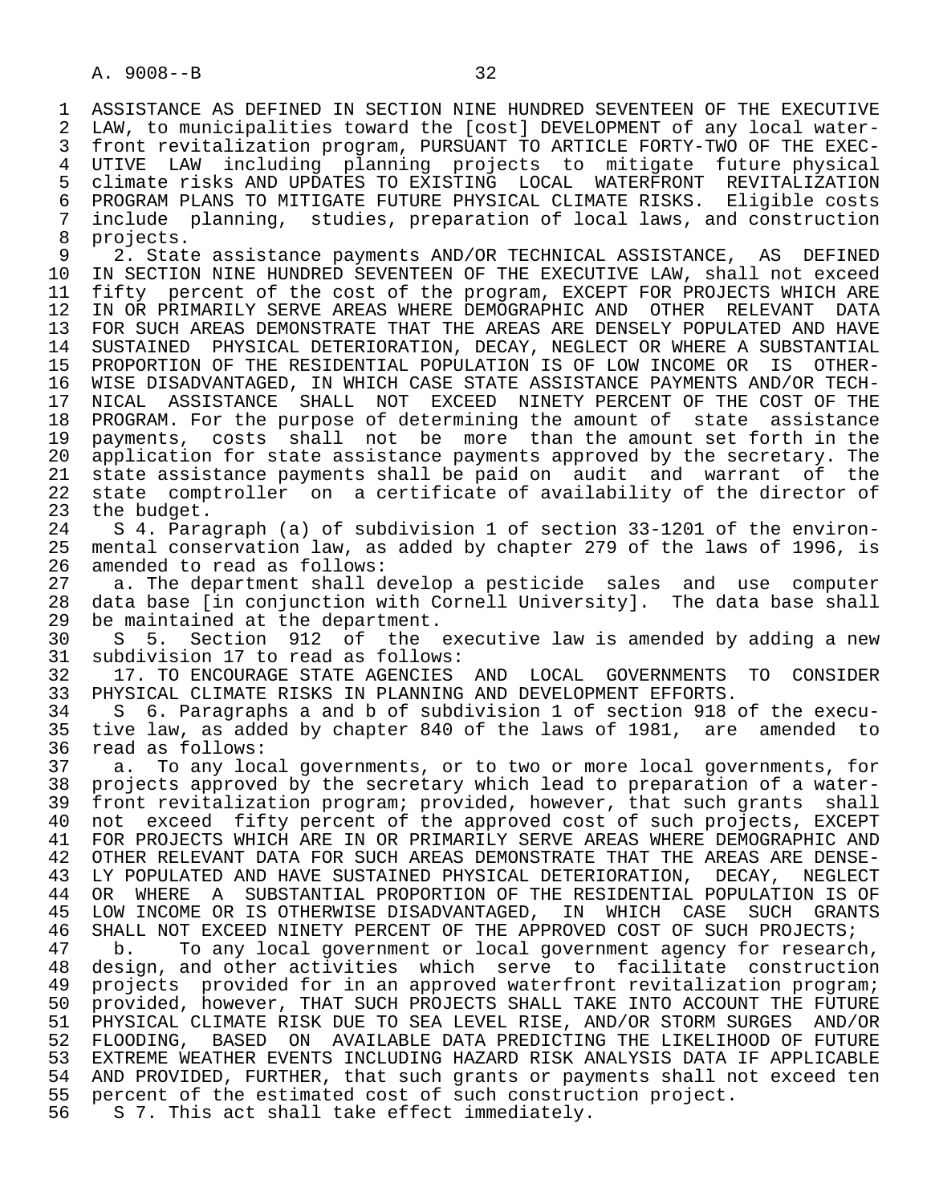ASSISTANCE AS DEFINED IN SECTION NINE HUNDRED SEVENTEEN OF THE EXECUTIVE LAW, to municipalities toward the [cost] DEVELOPMENT of any local waterfront revitalization program, PURSUANT TO ARTICLE FORTY-TWO OF THE EXECUTIVE LAW including planning projects to mitigate future physical climate risks AND UPDATES TO EXISTING LOCAL WATERFRONT REVITALIZATION PROGRAM PLANS TO MITIGATE FUTURE PHYSICAL CLIMATE RISKS. Eligible costs include planning, studies, preparation of local laws, and construction projects.

2. State assistance payments AND/OR TECHNICAL ASSISTANCE, AS DEFINED IN SECTION NINE HUNDRED SEVENTEEN OF THE EXECUTIVE LAW, shall not exceed fifty percent of the cost of the program, EXCEPT FOR PROJECTS WHICH ARE IN OR PRIMARILY SERVE AREAS WHERE DEMOGRAPHIC AND OTHER RELEVANT DATA FOR SUCH AREAS DEMONSTRATE THAT THE AREAS ARE DENSELY POPULATED AND HAVE SUSTAINED PHYSICAL DETERIORATION, DECAY, NEGLECT OR WHERE A SUBSTANTIAL PROPORTION OF THE RESIDENTIAL POPULATION IS OF LOW INCOME OR IS OTHERWISE DISADVANTAGED, IN WHICH CASE STATE ASSISTANCE PAYMENTS AND/OR TECHNICAL ASSISTANCE SHALL NOT EXCEED NINETY PERCENT OF THE COST OF THE PROGRAM. For the purpose of determining the amount of state assistance payments, costs shall not be more than the amount set forth in the application for state assistance payments approved by the secretary. The state assistance payments shall be paid on audit and warrant of the state comptroller on a certificate of availability of the director of the budget.

S 4. Paragraph (a) of subdivision 1 of section 33-1201 of the environmental conservation law, as added by chapter 279 of the laws of 1996, is amended to read as follows:

a. The department shall develop a pesticide sales and use computer data base [in conjunction with Cornell University]. The data base shall be maintained at the department.

S 5. Section 912 of the executive law is amended by adding a new subdivision 17 to read as follows:

17. TO ENCOURAGE STATE AGENCIES AND LOCAL GOVERNMENTS TO CONSIDER PHYSICAL CLIMATE RISKS IN PLANNING AND DEVELOPMENT EFFORTS.

S 6. Paragraphs a and b of subdivision 1 of section 918 of the executive law, as added by chapter 840 of the laws of 1981, are amended to read as follows:

a. To any local governments, or to two or more local governments, for projects approved by the secretary which lead to preparation of a waterfront revitalization program; provided, however, that such grants shall not exceed fifty percent of the approved cost of such projects, EXCEPT FOR PROJECTS WHICH ARE IN OR PRIMARILY SERVE AREAS WHERE DEMOGRAPHIC AND OTHER RELEVANT DATA FOR SUCH AREAS DEMONSTRATE THAT THE AREAS ARE DENSELY POPULATED AND HAVE SUSTAINED PHYSICAL DETERIORATION, DECAY, NEGLECT OR WHERE A SUBSTANTIAL PROPORTION OF THE RESIDENTIAL POPULATION IS OF LOW INCOME OR IS OTHERWISE DISADVANTAGED, IN WHICH CASE SUCH GRANTS SHALL NOT EXCEED NINETY PERCENT OF THE APPROVED COST OF SUCH PROJECTS;

b. To any local government or local government agency for research, design, and other activities which serve to facilitate construction projects provided for in an approved waterfront revitalization program; provided, however, THAT SUCH PROJECTS SHALL TAKE INTO ACCOUNT THE FUTURE PHYSICAL CLIMATE RISK DUE TO SEA LEVEL RISE, AND/OR STORM SURGES AND/OR FLOODING, BASED ON AVAILABLE DATA PREDICTING THE LIKELIHOOD OF FUTURE EXTREME WEATHER EVENTS INCLUDING HAZARD RISK ANALYSIS DATA IF APPLICABLE AND PROVIDED, FURTHER, that such grants or payments shall not exceed ten percent of the estimated cost of such construction project.

S 7. This act shall take effect immediately.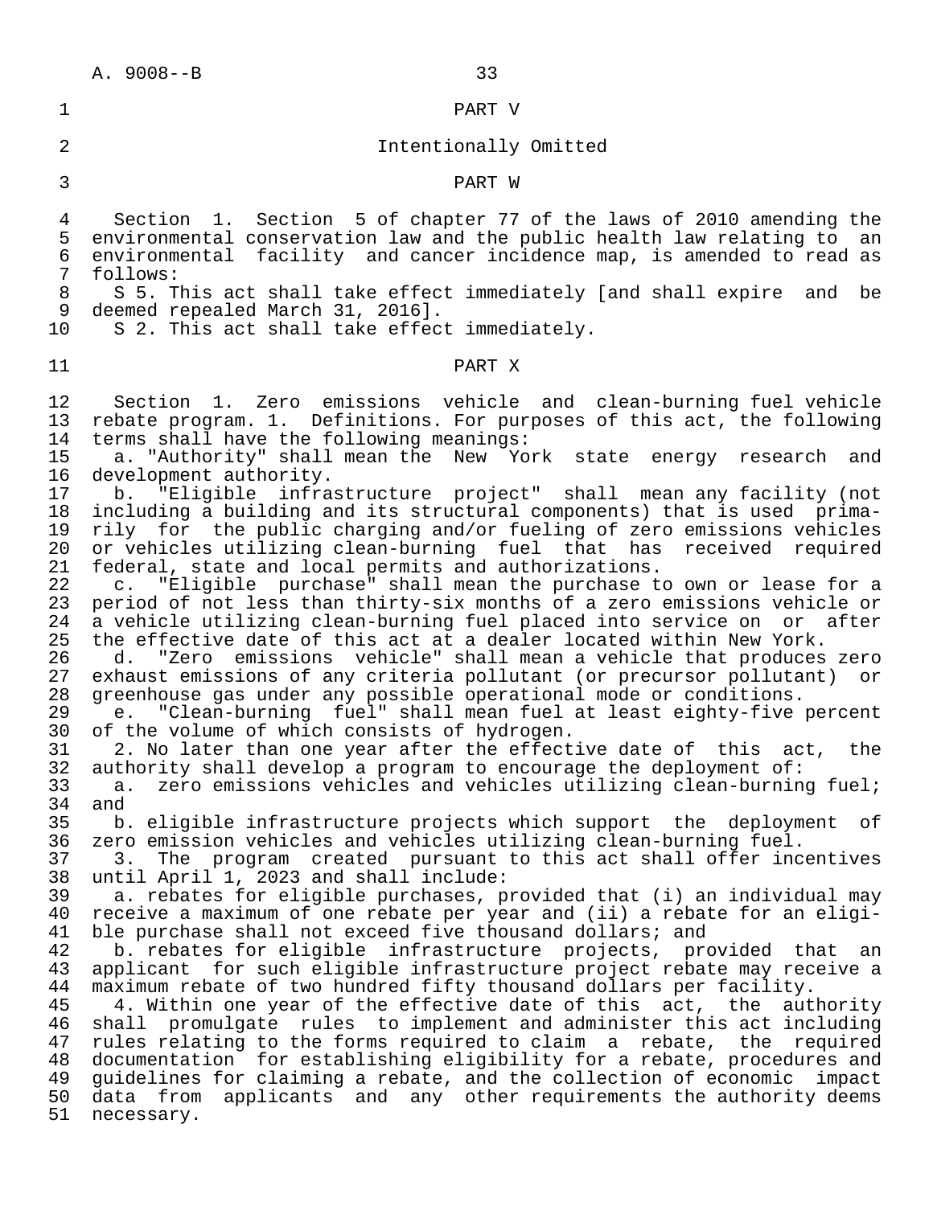PART V

Intentionally Omitted

PART W

Section 1. Section 5 of chapter 77 of the laws of 2010 amending the environmental conservation law and the public health law relating to an environmental facility and cancer incidence map, is amended to read as follows:

S 5. This act shall take effect immediately [and shall expire and be deemed repealed March 31, 2016].

S 2. This act shall take effect immediately.

PART X

Section 1. Zero emissions vehicle and clean-burning fuel vehicle rebate program. 1. Definitions. For purposes of this act, the following terms shall have the following meanings:

a. "Authority" shall mean the New York state energy research and development authority.

b. "Eligible infrastructure project" shall mean any facility (not including a building and its structural components) that is used primarily for the public charging and/or fueling of zero emissions vehicles or vehicles utilizing clean-burning fuel that has received required federal, state and local permits and authorizations.

c. "Eligible purchase" shall mean the purchase to own or lease for a period of not less than thirty-six months of a zero emissions vehicle or a vehicle utilizing clean-burning fuel placed into service on or after the effective date of this act at a dealer located within New York.

d. "Zero emissions vehicle" shall mean a vehicle that produces zero exhaust emissions of any criteria pollutant (or precursor pollutant) or greenhouse gas under any possible operational mode or conditions.

e. "Clean-burning fuel" shall mean fuel at least eighty-five percent of the volume of which consists of hydrogen.

2. No later than one year after the effective date of this act, the authority shall develop a program to encourage the deployment of:

a. zero emissions vehicles and vehicles utilizing clean-burning fuel; and

b. eligible infrastructure projects which support the deployment of zero emission vehicles and vehicles utilizing clean-burning fuel.

3. The program created pursuant to this act shall offer incentives until April 1, 2023 and shall include:

a. rebates for eligible purchases, provided that (i) an individual may receive a maximum of one rebate per year and (ii) a rebate for an eligible purchase shall not exceed five thousand dollars; and

b. rebates for eligible infrastructure projects, provided that an applicant for such eligible infrastructure project rebate may receive a maximum rebate of two hundred fifty thousand dollars per facility.

4. Within one year of the effective date of this act, the authority shall promulgate rules to implement and administer this act including rules relating to the forms required to claim a rebate, the required documentation for establishing eligibility for a rebate, procedures and guidelines for claiming a rebate, and the collection of economic impact data from applicants and any other requirements the authority deems necessary.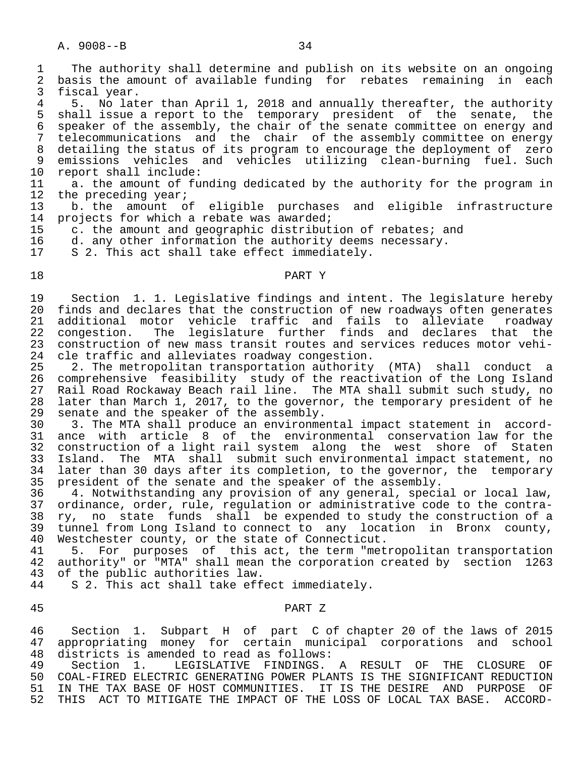The authority shall determine and publish on its website on an ongoing basis the amount of available funding for rebates remaining in each fiscal year.

5. No later than April 1, 2018 and annually thereafter, the authority shall issue a report to the temporary president of the senate, the speaker of the assembly, the chair of the senate committee on energy and telecommunications and the chair of the assembly committee on energy detailing the status of its program to encourage the deployment of zero emissions vehicles and vehicles utilizing clean-burning fuel. Such report shall include:

a. the amount of funding dedicated by the authority for the program in the preceding year;

b. the amount of eligible purchases and eligible infrastructure projects for which a rebate was awarded;

c. the amount and geographic distribution of rebates; and

d. any other information the authority deems necessary.

S 2. This act shall take effect immediately.

## PART Y

Section 1. 1. Legislative findings and intent. The legislature hereby finds and declares that the construction of new roadways often generates additional motor vehicle traffic and fails to alleviate roadway congestion. The legislature further finds and declares that the construction of new mass transit routes and services reduces motor vehicle traffic and alleviates roadway congestion.

2. The metropolitan transportation authority (MTA) shall conduct a comprehensive feasibility study of the reactivation of the Long Island Rail Road Rockaway Beach rail line. The MTA shall submit such study, no later than March 1, 2017, to the governor, the temporary president of he senate and the speaker of the assembly.

3. The MTA shall produce an environmental impact statement in accordance with article 8 of the environmental conservation law for the construction of a light rail system along the west shore of Staten Island. The MTA shall submit such environmental impact statement, no later than 30 days after its completion, to the governor, the temporary president of the senate and the speaker of the assembly.

4. Notwithstanding any provision of any general, special or local law, ordinance, order, rule, regulation or administrative code to the contrary, no state funds shall be expended to study the construction of a tunnel from Long Island to connect to any location in Bronx county, Westchester county, or the state of Connecticut.

5. For purposes of this act, the term "metropolitan transportation authority" or "MTA" shall mean the corporation created by section 1263 of the public authorities law.

S 2. This act shall take effect immediately.

## PART Z

Section 1. Subpart H of part C of chapter 20 of the laws of 2015 appropriating money for certain municipal corporations and school districts is amended to read as follows:

Section 1. LEGISLATIVE FINDINGS. A RESULT OF THE CLOSURE OF COAL-FIRED ELECTRIC GENERATING POWER PLANTS IS THE SIGNIFICANT REDUCTION IN THE TAX BASE OF HOST COMMUNITIES. IT IS THE DESIRE AND PURPOSE OF THIS ACT TO MITIGATE THE IMPACT OF THE LOSS OF LOCAL TAX BASE. ACCORD-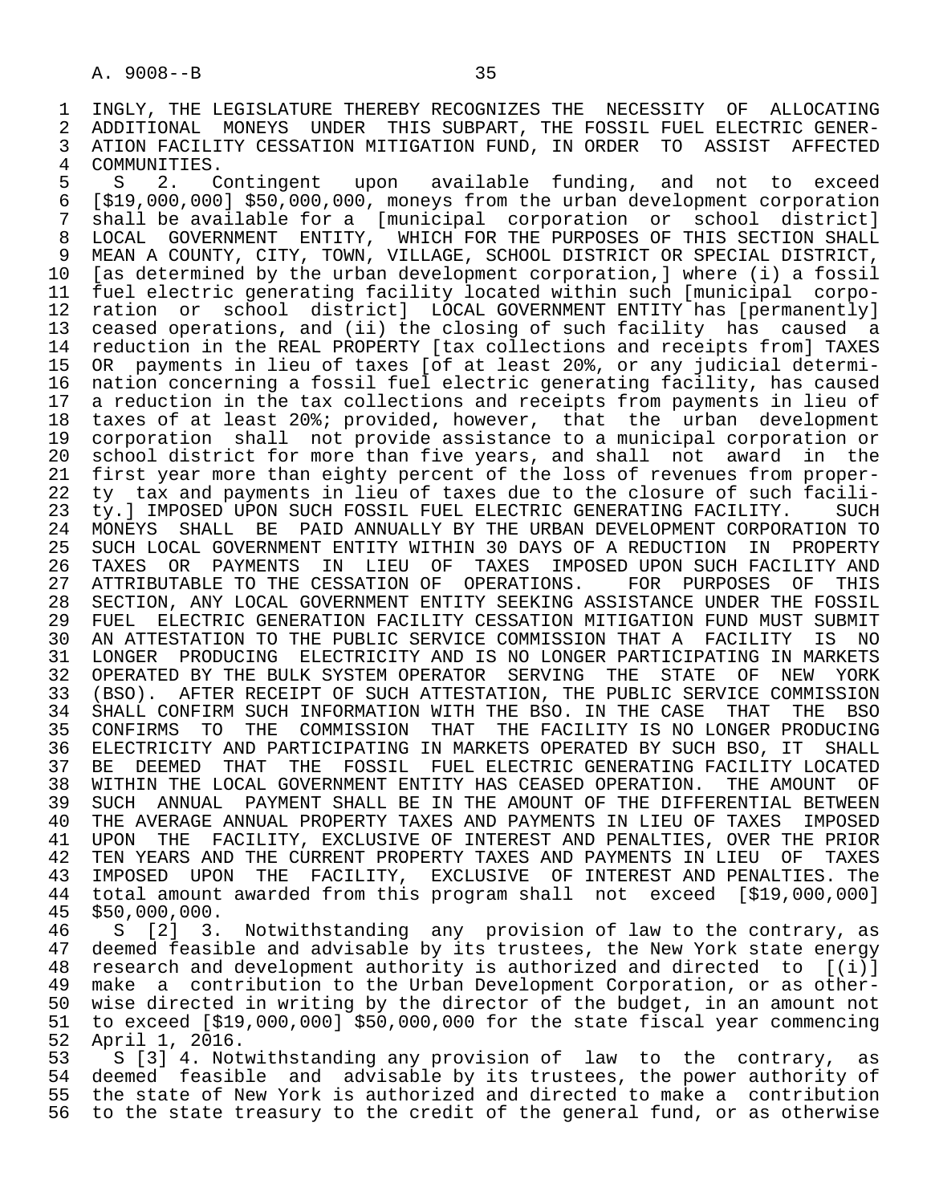INGLY, THE LEGISLATURE THEREBY RECOGNIZES THE NECESSITY OF ALLOCATING ADDITIONAL MONEYS UNDER THIS SUBPART, THE FOSSIL FUEL ELECTRIC GENERATION FACILITY CESSATION MITIGATION FUND, IN ORDER TO ASSIST AFFECTED COMMUNITIES.

S 2. Contingent upon available funding, and not to exceed [$19,000,000] $50,000,000, moneys from the urban development corporation shall be available for a [municipal corporation or school district] LOCAL GOVERNMENT ENTITY, WHICH FOR THE PURPOSES OF THIS SECTION SHALL MEAN A COUNTY, CITY, TOWN, VILLAGE, SCHOOL DISTRICT OR SPECIAL DISTRICT, [as determined by the urban development corporation,] where (i) a fossil fuel electric generating facility located within such [municipal corporation or school district] LOCAL GOVERNMENT ENTITY has [permanently] ceased operations, and (ii) the closing of such facility has caused a reduction in the REAL PROPERTY [tax collections and receipts from] TAXES OR payments in lieu of taxes [of at least 20%, or any judicial determination concerning a fossil fuel electric generating facility, has caused a reduction in the tax collections and receipts from payments in lieu of taxes of at least 20%; provided, however, that the urban development corporation shall not provide assistance to a municipal corporation or school district for more than five years, and shall not award in the first year more than eighty percent of the loss of revenues from property tax and payments in lieu of taxes due to the closure of such facility.] IMPOSED UPON SUCH FOSSIL FUEL ELECTRIC GENERATING FACILITY. SUCH MONEYS SHALL BE PAID ANNUALLY BY THE URBAN DEVELOPMENT CORPORATION TO SUCH LOCAL GOVERNMENT ENTITY WITHIN 30 DAYS OF A REDUCTION IN PROPERTY TAXES OR PAYMENTS IN LIEU OF TAXES IMPOSED UPON SUCH FACILITY AND ATTRIBUTABLE TO THE CESSATION OF OPERATIONS. FOR PURPOSES OF THIS SECTION, ANY LOCAL GOVERNMENT ENTITY SEEKING ASSISTANCE UNDER THE FOSSIL FUEL ELECTRIC GENERATION FACILITY CESSATION MITIGATION FUND MUST SUBMIT AN ATTESTATION TO THE PUBLIC SERVICE COMMISSION THAT A FACILITY IS NO LONGER PRODUCING ELECTRICITY AND IS NO LONGER PARTICIPATING IN MARKETS OPERATED BY THE BULK SYSTEM OPERATOR SERVING THE STATE OF NEW YORK (BSO). AFTER RECEIPT OF SUCH ATTESTATION, THE PUBLIC SERVICE COMMISSION SHALL CONFIRM SUCH INFORMATION WITH THE BSO. IN THE CASE THAT THE BSO CONFIRMS TO THE COMMISSION THAT THE FACILITY IS NO LONGER PRODUCING ELECTRICITY AND PARTICIPATING IN MARKETS OPERATED BY SUCH BSO, IT SHALL BE DEEMED THAT THE FOSSIL FUEL ELECTRIC GENERATING FACILITY LOCATED WITHIN THE LOCAL GOVERNMENT ENTITY HAS CEASED OPERATION. THE AMOUNT OF SUCH ANNUAL PAYMENT SHALL BE IN THE AMOUNT OF THE DIFFERENTIAL BETWEEN THE AVERAGE ANNUAL PROPERTY TAXES AND PAYMENTS IN LIEU OF TAXES IMPOSED UPON THE FACILITY, EXCLUSIVE OF INTEREST AND PENALTIES, OVER THE PRIOR TEN YEARS AND THE CURRENT PROPERTY TAXES AND PAYMENTS IN LIEU OF TAXES IMPOSED UPON THE FACILITY, EXCLUSIVE OF INTEREST AND PENALTIES. The total amount awarded from this program shall not exceed [$19,000,000] $50,000,000.

S [2] 3. Notwithstanding any provision of law to the contrary, as deemed feasible and advisable by its trustees, the New York state energy research and development authority is authorized and directed to [(i)] make a contribution to the Urban Development Corporation, or as otherwise directed in writing by the director of the budget, in an amount not to exceed [$19,000,000] $50,000,000 for the state fiscal year commencing April 1, 2016.

S [3] 4. Notwithstanding any provision of law to the contrary, as deemed feasible and advisable by its trustees, the power authority of the state of New York is authorized and directed to make a contribution to the state treasury to the credit of the general fund, or as otherwise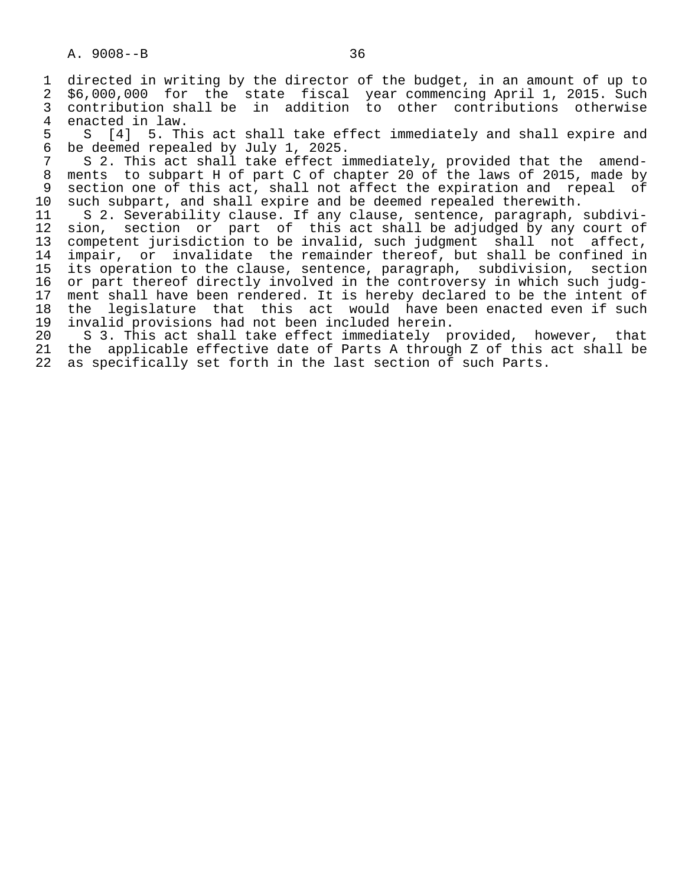directed in writing by the director of the budget, in an amount of up to $6,000,000 for the state fiscal year commencing April 1, 2015. Such contribution shall be in addition to other contributions otherwise enacted in law.

S [4] 5. This act shall take effect immediately and shall expire and be deemed repealed by July 1, 2025.

S 2. This act shall take effect immediately, provided that the amendments to subpart H of part C of chapter 20 of the laws of 2015, made by section one of this act, shall not affect the expiration and repeal of such subpart, and shall expire and be deemed repealed therewith.

S 2. Severability clause. If any clause, sentence, paragraph, subdivision, section or part of this act shall be adjudged by any court of competent jurisdiction to be invalid, such judgment shall not affect, impair, or invalidate the remainder thereof, but shall be confined in its operation to the clause, sentence, paragraph, subdivision, section or part thereof directly involved in the controversy in which such judgment shall have been rendered. It is hereby declared to be the intent of the legislature that this act would have been enacted even if such invalid provisions had not been included herein.

S 3. This act shall take effect immediately provided, however, that the applicable effective date of Parts A through Z of this act shall be as specifically set forth in the last section of such Parts.